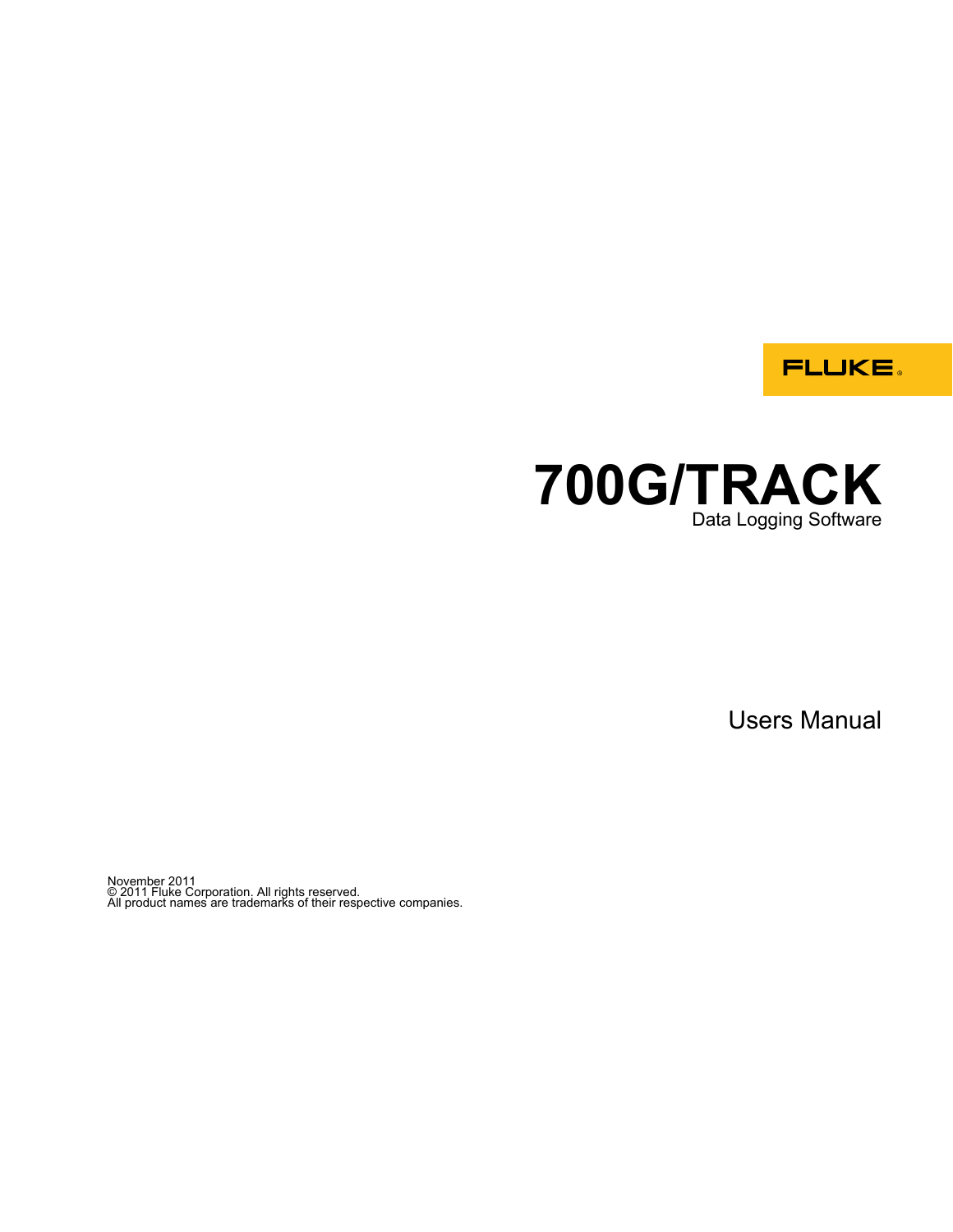FLUKE®

# 700G/TRACK

Data Logging Software

Users Manual

November 2011
© 2011 Fluke Corporation. All rights reserved.
All product names are trademarks of their respective companies.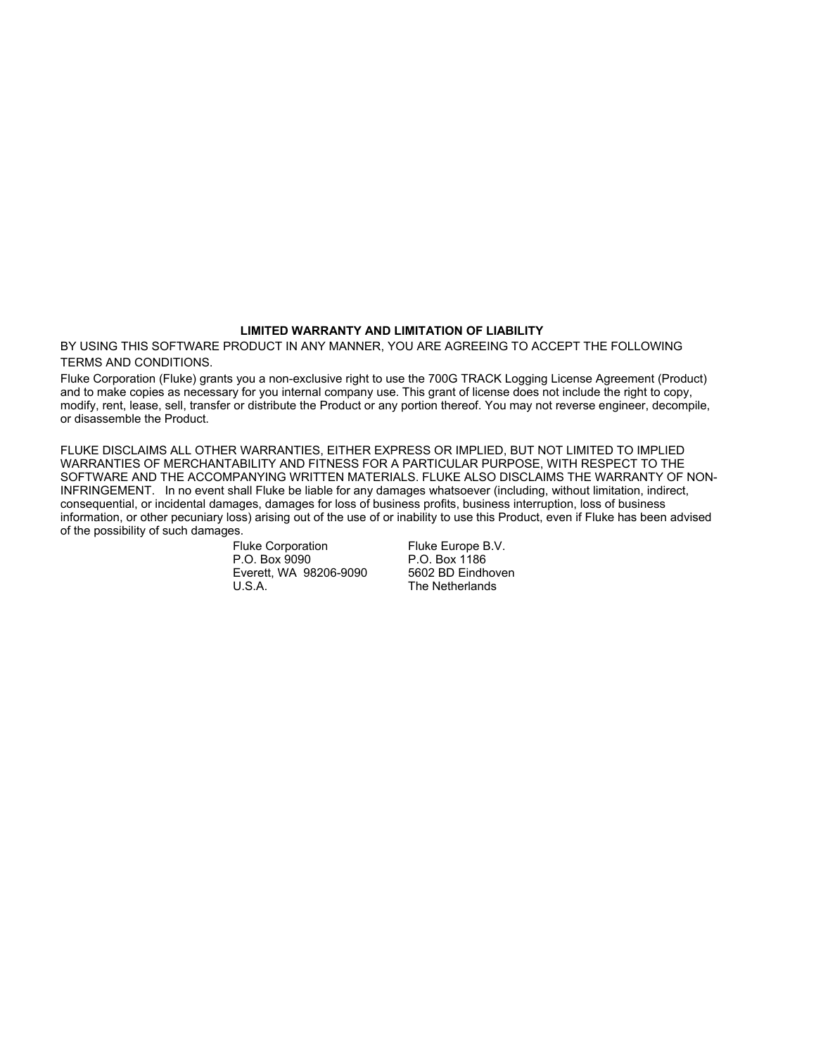**LIMITED WARRANTY AND LIMITATION OF LIABILITY**

BY USING THIS SOFTWARE PRODUCT IN ANY MANNER, YOU ARE AGREEING TO ACCEPT THE FOLLOWING TERMS AND CONDITIONS.

Fluke Corporation (Fluke) grants you a non-exclusive right to use the 700G TRACK Logging License Agreement (Product) and to make copies as necessary for you internal company use. This grant of license does not include the right to copy, modify, rent, lease, sell, transfer or distribute the Product or any portion thereof. You may not reverse engineer, decompile, or disassemble the Product.

FLUKE DISCLAIMS ALL OTHER WARRANTIES, EITHER EXPRESS OR IMPLIED, BUT NOT LIMITED TO IMPLIED WARRANTIES OF MERCHANTABILITY AND FITNESS FOR A PARTICULAR PURPOSE, WITH RESPECT TO THE SOFTWARE AND THE ACCOMPANYING WRITTEN MATERIALS. FLUKE ALSO DISCLAIMS THE WARRANTY OF NON-INFRINGEMENT. In no event shall Fluke be liable for any damages whatsoever (including, without limitation, indirect, consequential, or incidental damages, damages for loss of business profits, business interruption, loss of business information, or other pecuniary loss) arising out of the use of or inability to use this Product, even if Fluke has been advised of the possibility of such damages.

| Fluke Corporation | Fluke Europe B.V. |
| --- | --- |
| P.O. Box 9090 | P.O. Box 1186 |
| Everett, WA 98206-9090 | 5602 BD Eindhoven |
| U.S.A. | The Netherlands |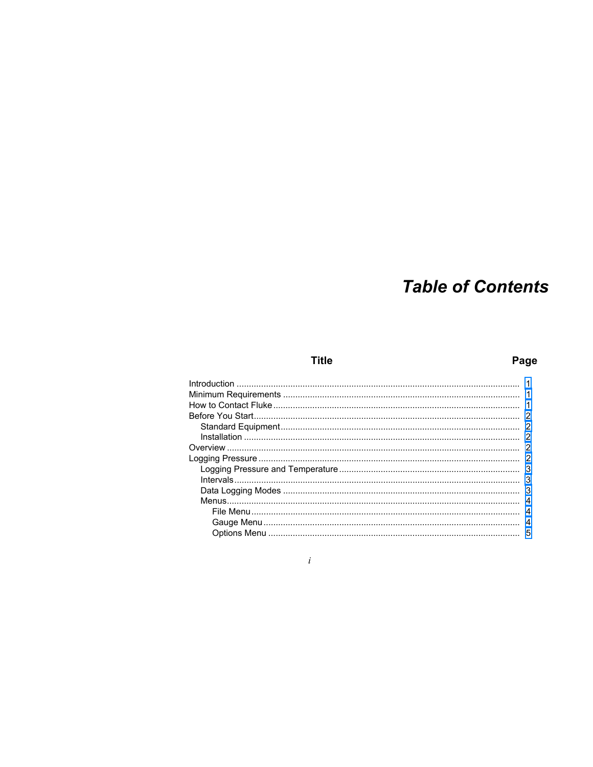# *Table of Contents*

| Title | Page |
| --- | --- |
| Introduction | 1 |
| Minimum Requirements | 1 |
| How to Contact Fluke | 1 |
| Before You Start | 2 |
| Standard Equipment | 2 |
| Installation | 2 |
| Overview | 2 |
| Logging Pressure | 2 |
| Logging Pressure and Temperature | 3 |
| Intervals | 3 |
| Data Logging Modes | 3 |
| Menus | 4 |
| File Menu | 4 |
| Gauge Menu | 4 |
| Options Menu | 5 |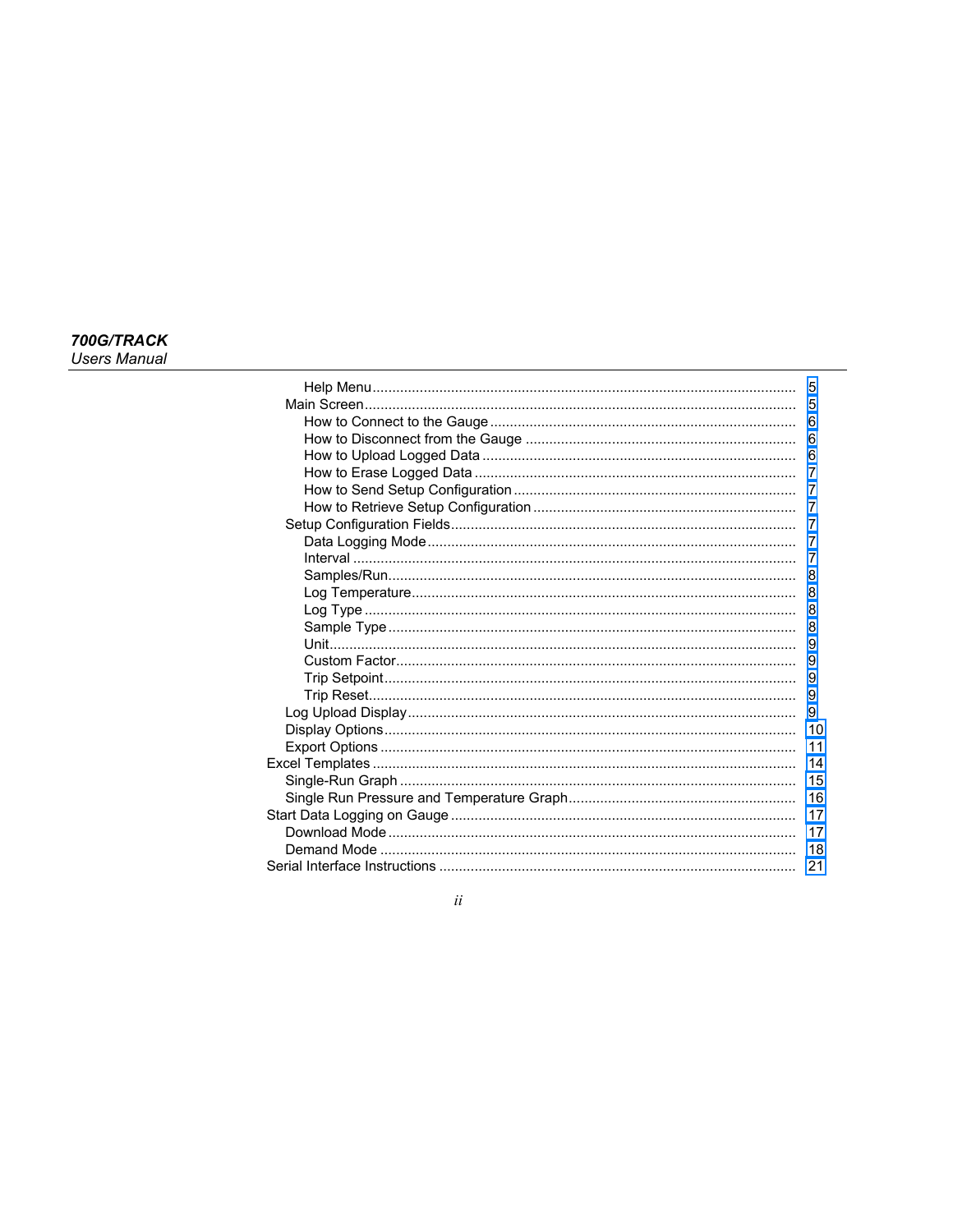Help Menu .......................................................................................................... 5
Main Screen ............................................................................................................ 5
How to Connect to the Gauge ............................................................................. 6
How to Disconnect from the Gauge .................................................................... 6
How to Upload Logged Data ............................................................................... 6
How to Erase Logged Data ................................................................................. 7
How to Send Setup Configuration ....................................................................... 7
How to Retrieve Setup Configuration .................................................................. 7
Setup Configuration Fields ....................................................................................... 7
Data Logging Mode ............................................................................................. 7
Interval ................................................................................................................ 7
Samples/Run ...................................................................................................... 8
Log Temperature ................................................................................................. 8
Log Type ............................................................................................................. 8
Sample Type ....................................................................................................... 8
Unit ...................................................................................................................... 9
Custom Factor ..................................................................................................... 9
Trip Setpoint ........................................................................................................ 9
Trip Reset ............................................................................................................ 9
Log Upload Display .................................................................................................. 9
Display Options ........................................................................................................ 10
Export Options ......................................................................................................... 11
Excel Templates ........................................................................................................... 14
Single-Run Graph .................................................................................................... 15
Single Run Pressure and Temperature Graph ......................................................... 16
Start Data Logging on Gauge ...................................................................................... 17
Download Mode ....................................................................................................... 17
Demand Mode ......................................................................................................... 18
Serial Interface Instructions .......................................................................................... 21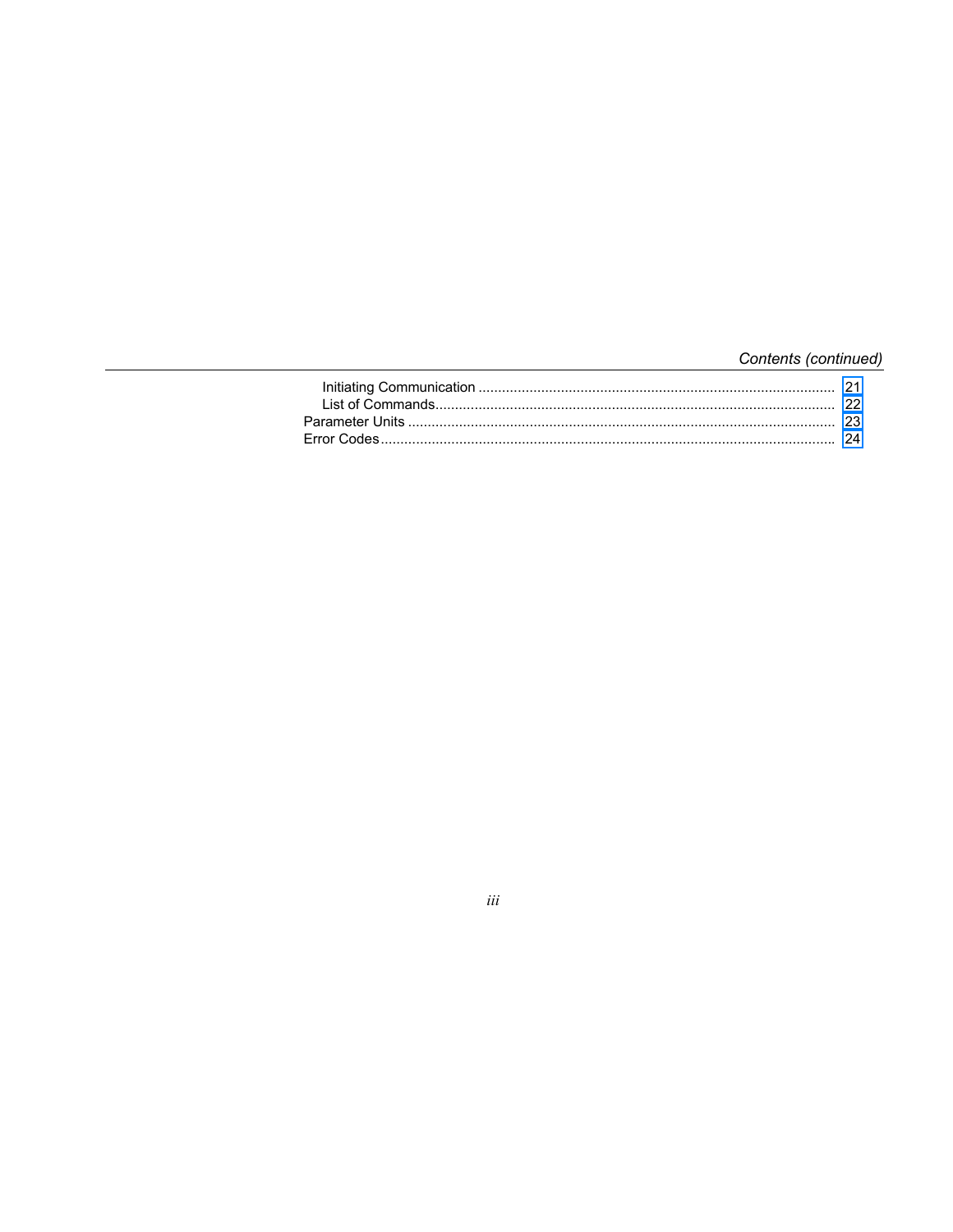*Contents (continued)*

Initiating Communication .......................................................................................... 21
List of Commands...................................................................................................... 22
Parameter Units ............................................................................................................ 23
Error Codes................................................................................................................... 24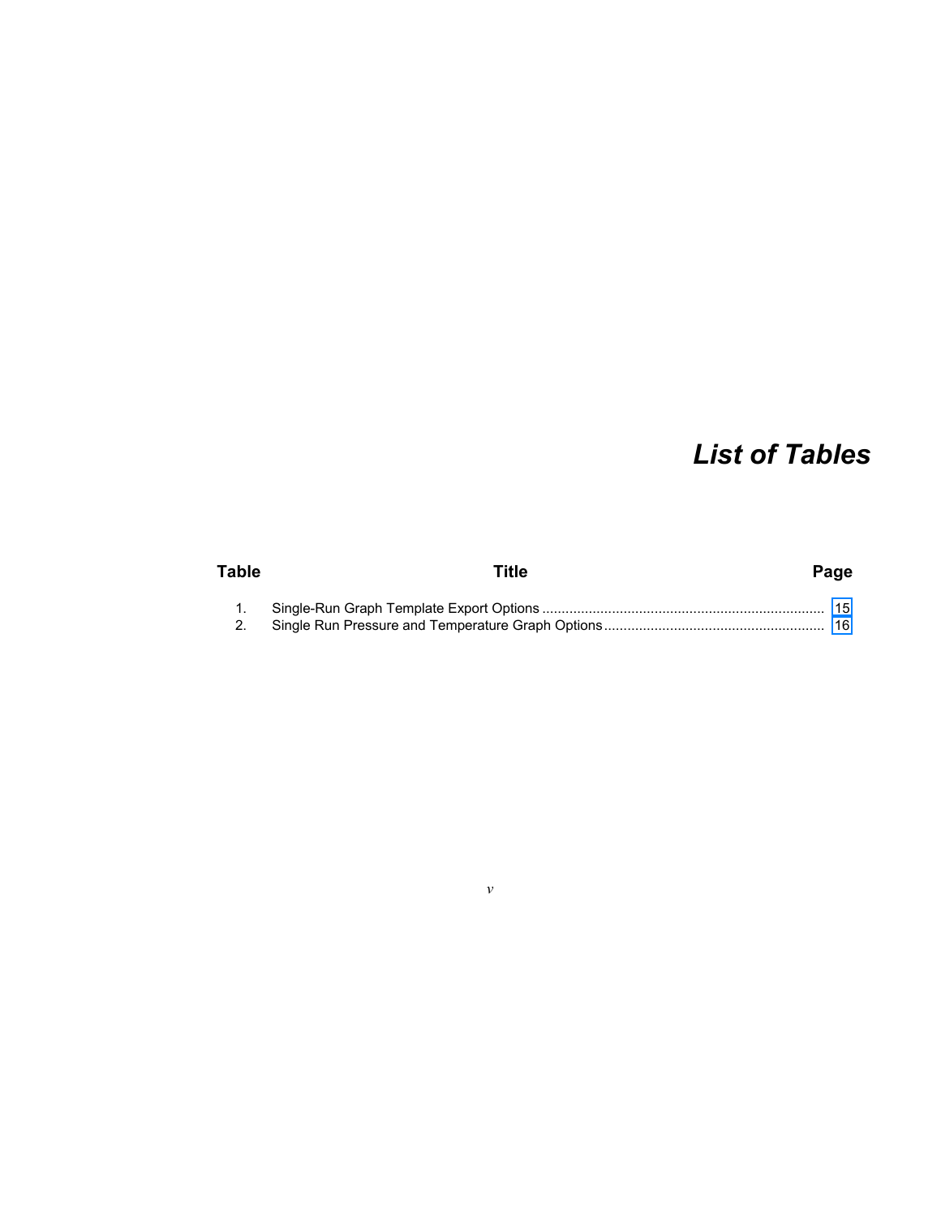# *List of Tables*

| Table | Title | Page |
|---|---|---|
| 1. | Single-Run Graph Template Export Options | 15 |
| 2. | Single Run Pressure and Temperature Graph Options | 16 |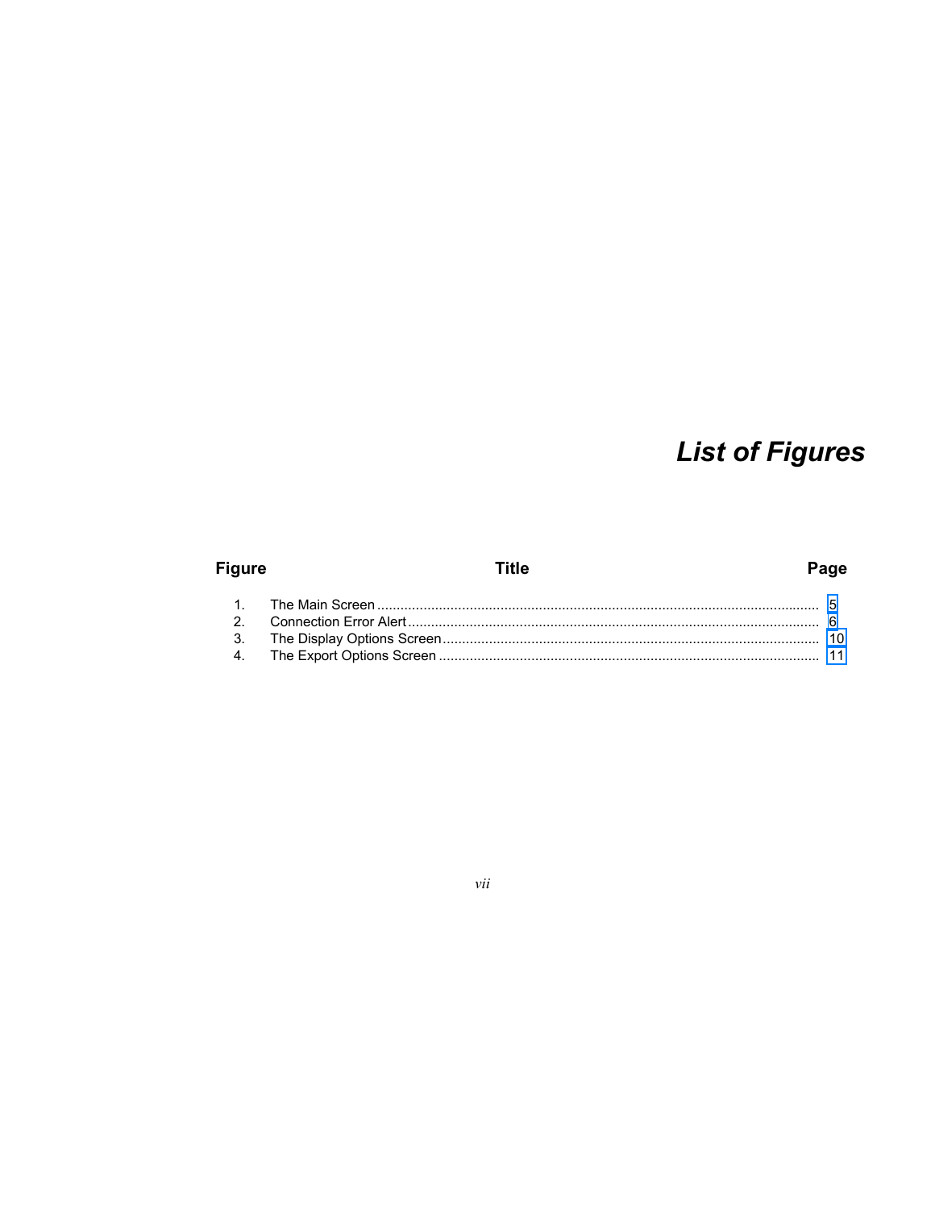# *List of Figures*

| Figure | Title | Page |
|---|---|---|
| 1. | The Main Screen | 5 |
| 2. | Connection Error Alert | 6 |
| 3. | The Display Options Screen | 10 |
| 4. | The Export Options Screen | 11 |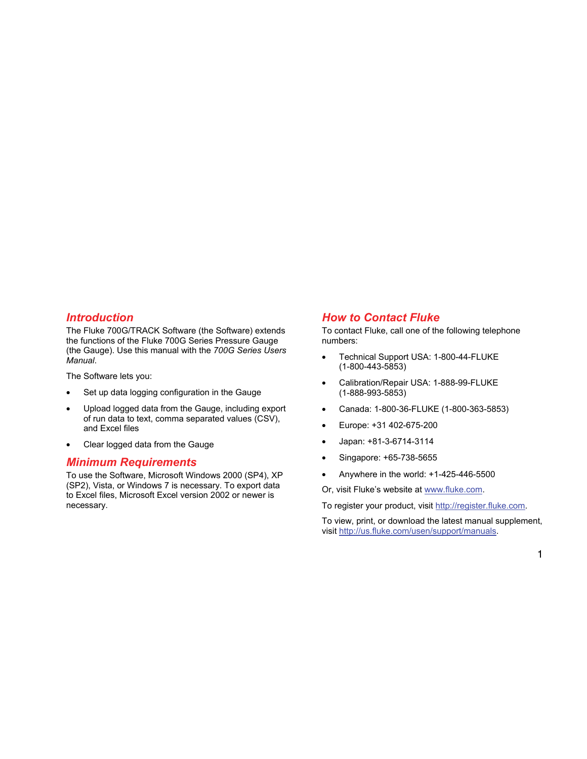## Introduction

The Fluke 700G/TRACK Software (the Software) extends the functions of the Fluke 700G Series Pressure Gauge (the Gauge). Use this manual with the *700G Series Users Manual*.

The Software lets you:

- Set up data logging configuration in the Gauge
- Upload logged data from the Gauge, including export of run data to text, comma separated values (CSV), and Excel files
- Clear logged data from the Gauge

## Minimum Requirements

To use the Software, Microsoft Windows 2000 (SP4), XP (SP2), Vista, or Windows 7 is necessary. To export data to Excel files, Microsoft Excel version 2002 or newer is necessary.

## How to Contact Fluke

To contact Fluke, call one of the following telephone numbers:

- Technical Support USA: 1-800-44-FLUKE (1-800-443-5853)
- Calibration/Repair USA: 1-888-99-FLUKE (1-888-993-5853)
- Canada: 1-800-36-FLUKE (1-800-363-5853)
- Europe: +31 402-675-200
- Japan: +81-3-6714-3114
- Singapore: +65-738-5655
- Anywhere in the world: +1-425-446-5500

Or, visit Fluke's website at www.fluke.com.

To register your product, visit http://register.fluke.com.

To view, print, or download the latest manual supplement, visit http://us.fluke.com/usen/support/manuals.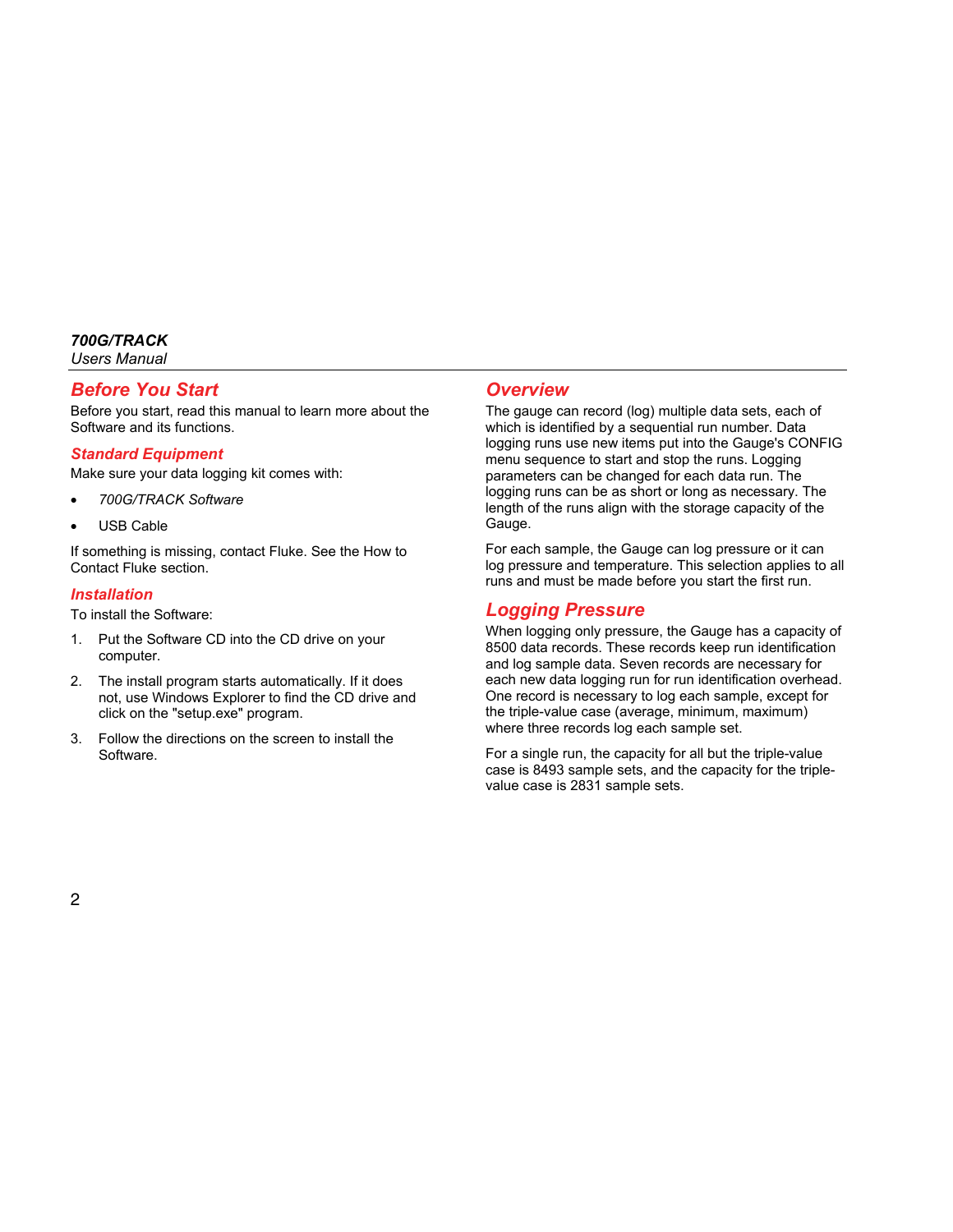## Before You Start

Before you start, read this manual to learn more about the Software and its functions.

### Standard Equipment

Make sure your data logging kit comes with:

- *700G/TRACK Software*
- USB Cable

If something is missing, contact Fluke. See the How to Contact Fluke section.

### Installation

To install the Software:

1. Put the Software CD into the CD drive on your computer.
2. The install program starts automatically. If it does not, use Windows Explorer to find the CD drive and click on the "setup.exe" program.
3. Follow the directions on the screen to install the Software.

## Overview

The gauge can record (log) multiple data sets, each of which is identified by a sequential run number. Data logging runs use new items put into the Gauge's CONFIG menu sequence to start and stop the runs. Logging parameters can be changed for each data run. The logging runs can be as short or long as necessary. The length of the runs align with the storage capacity of the Gauge.

For each sample, the Gauge can log pressure or it can log pressure and temperature. This selection applies to all runs and must be made before you start the first run.

## Logging Pressure

When logging only pressure, the Gauge has a capacity of 8500 data records. These records keep run identification and log sample data. Seven records are necessary for each new data logging run for run identification overhead. One record is necessary to log each sample, except for the triple-value case (average, minimum, maximum) where three records log each sample set.

For a single run, the capacity for all but the triple-value case is 8493 sample sets, and the capacity for the triple-value case is 2831 sample sets.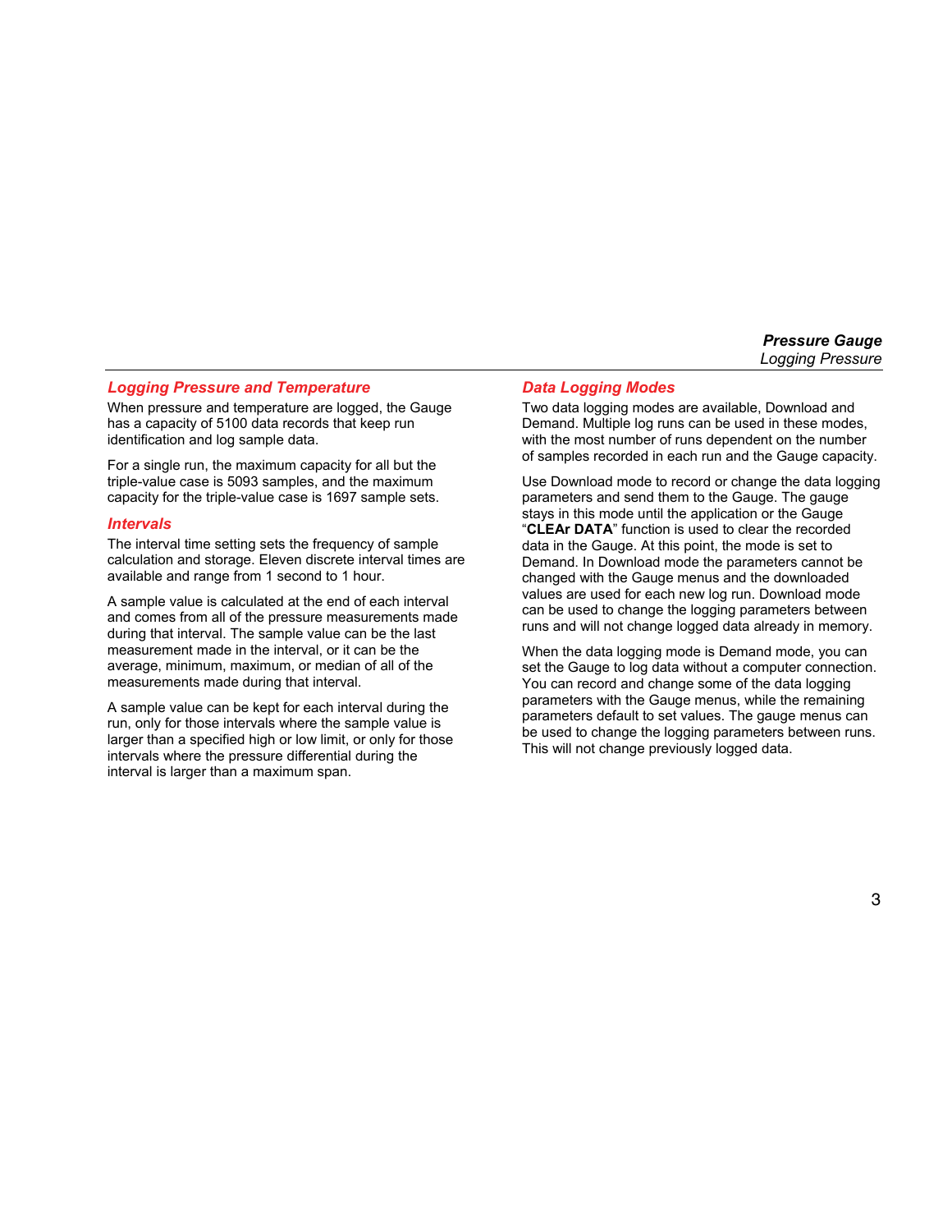### Logging Pressure and Temperature

When pressure and temperature are logged, the Gauge has a capacity of 5100 data records that keep run identification and log sample data.

For a single run, the maximum capacity for all but the triple-value case is 5093 samples, and the maximum capacity for the triple-value case is 1697 sample sets.

### Intervals

The interval time setting sets the frequency of sample calculation and storage. Eleven discrete interval times are available and range from 1 second to 1 hour.

A sample value is calculated at the end of each interval and comes from all of the pressure measurements made during that interval. The sample value can be the last measurement made in the interval, or it can be the average, minimum, maximum, or median of all of the measurements made during that interval.

A sample value can be kept for each interval during the run, only for those intervals where the sample value is larger than a specified high or low limit, or only for those intervals where the pressure differential during the interval is larger than a maximum span.

### Data Logging Modes

Two data logging modes are available, Download and Demand. Multiple log runs can be used in these modes, with the most number of runs dependent on the number of samples recorded in each run and the Gauge capacity.

Use Download mode to record or change the data logging parameters and send them to the Gauge. The gauge stays in this mode until the application or the Gauge "**CLEAr DATA**" function is used to clear the recorded data in the Gauge. At this point, the mode is set to Demand. In Download mode the parameters cannot be changed with the Gauge menus and the downloaded values are used for each new log run. Download mode can be used to change the logging parameters between runs and will not change logged data already in memory.

When the data logging mode is Demand mode, you can set the Gauge to log data without a computer connection. You can record and change some of the data logging parameters with the Gauge menus, while the remaining parameters default to set values. The gauge menus can be used to change the logging parameters between runs. This will not change previously logged data.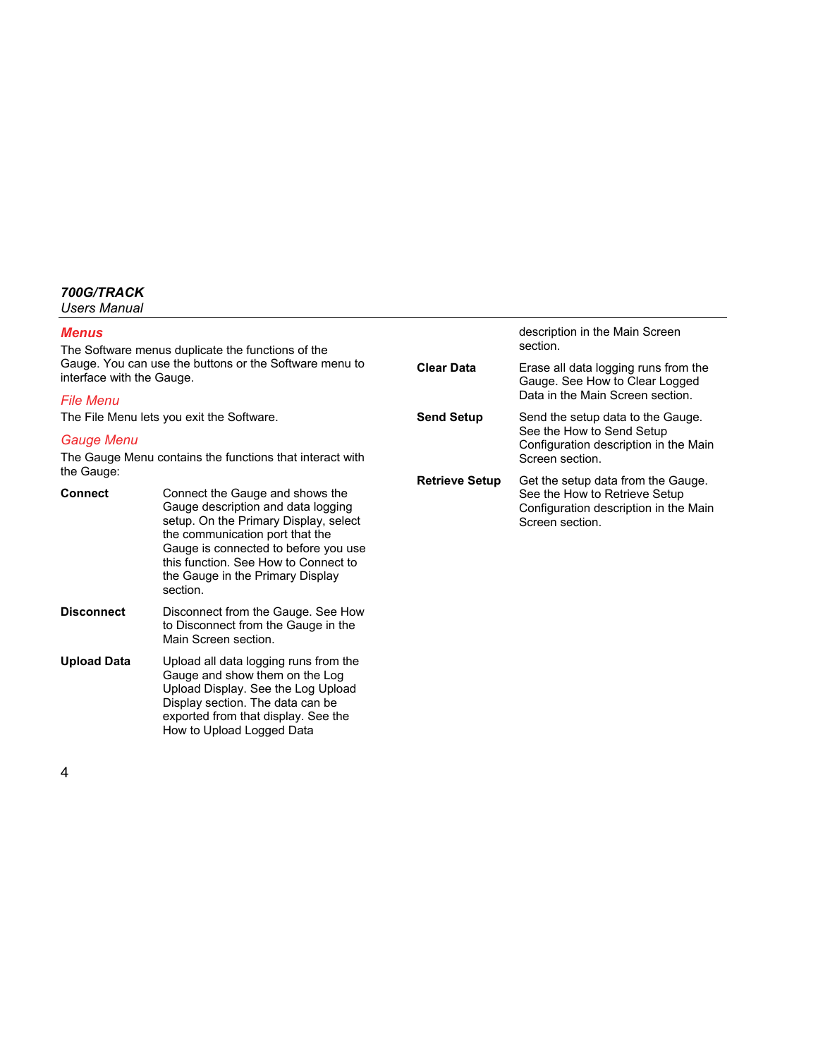## Menus

The Software menus duplicate the functions of the Gauge. You can use the buttons or the Software menu to interface with the Gauge.

### File Menu

The File Menu lets you exit the Software.

### Gauge Menu

The Gauge Menu contains the functions that interact with the Gauge:

**Connect** Connect the Gauge and shows the Gauge description and data logging setup. On the Primary Display, select the communication port that the Gauge is connected to before you use this function. See How to Connect to the Gauge in the Primary Display section.

**Disconnect** Disconnect from the Gauge. See How to Disconnect from the Gauge in the Main Screen section.

**Upload Data** Upload all data logging runs from the Gauge and show them on the Log Upload Display. See the Log Upload Display section. The data can be exported from that display. See the How to Upload Logged Data description in the Main Screen section.

**Clear Data** Erase all data logging runs from the Gauge. See How to Clear Logged Data in the Main Screen section.

**Send Setup** Send the setup data to the Gauge. See the How to Send Setup Configuration description in the Main Screen section.

**Retrieve Setup** Get the setup data from the Gauge. See the How to Retrieve Setup Configuration description in the Main Screen section.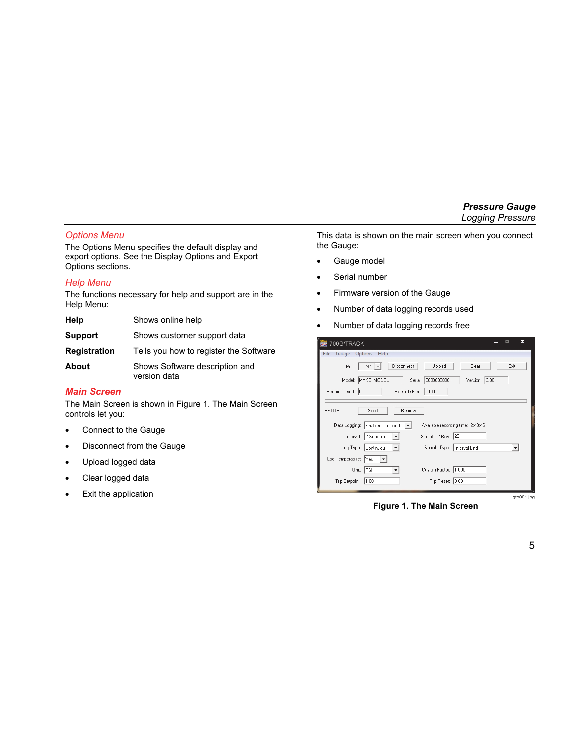### Options Menu

The Options Menu specifies the default display and export options. See the Display Options and Export Options sections.

### Help Menu

The functions necessary for help and support are in the Help Menu:

| | |
|---|---|
| **Help** | Shows online help |
| **Support** | Shows customer support data |
| **Registration** | Tells you how to register the Software |
| **About** | Shows Software description and version data |

## Main Screen

The Main Screen is shown in Figure 1. The Main Screen controls let you:

- Connect to the Gauge
- Disconnect from the Gauge
- Upload logged data
- Clear logged data
- Exit the application

This data is shown on the main screen when you connect the Gauge:

- Gauge model
- Serial number
- Firmware version of the Gauge
- Number of data logging records used
- Number of data logging records free

gto001.jpg

**Figure 1. The Main Screen**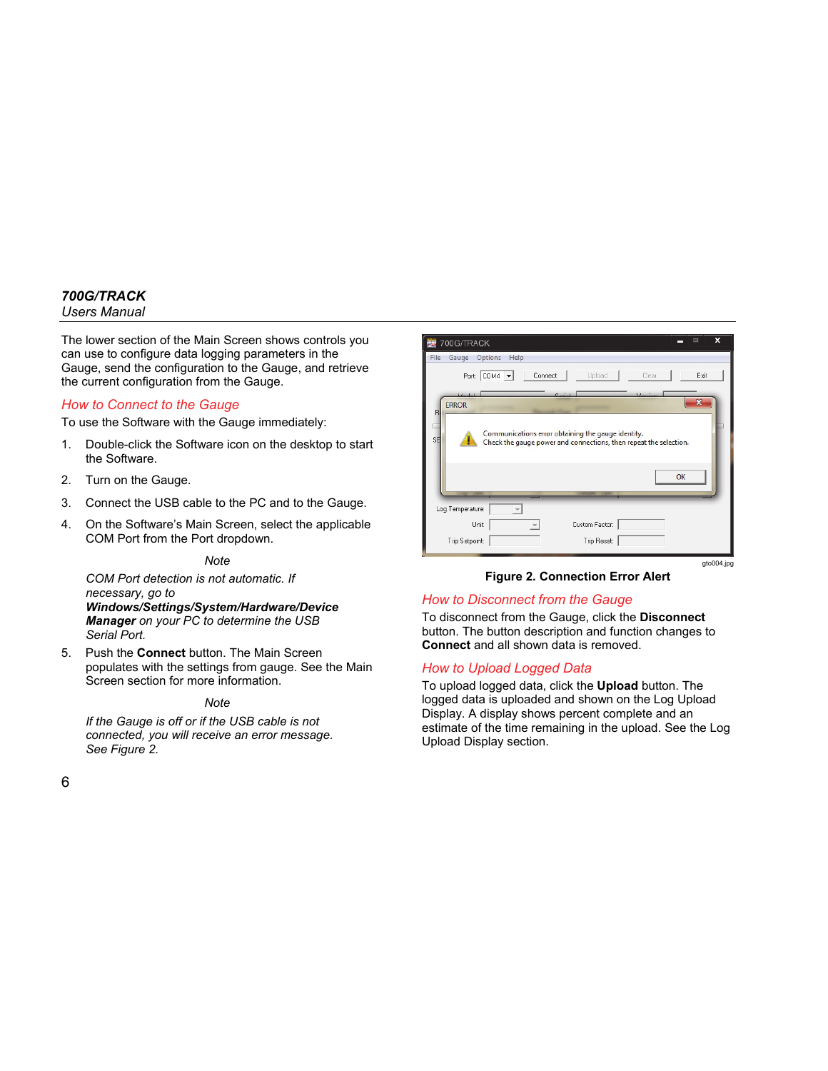The lower section of the Main Screen shows controls you can use to configure data logging parameters in the Gauge, send the configuration to the Gauge, and retrieve the current configuration from the Gauge.

## *How to Connect to the Gauge*

To use the Software with the Gauge immediately:

1. Double-click the Software icon on the desktop to start the Software.
2. Turn on the Gauge.
3. Connect the USB cable to the PC and to the Gauge.
4. On the Software's Main Screen, select the applicable COM Port from the Port dropdown.

   *Note*

   *COM Port detection is not automatic. If necessary, go to* ***Windows/Settings/System/Hardware/Device Manager*** *on your PC to determine the USB Serial Port.*

5. Push the **Connect** button. The Main Screen populates with the settings from gauge. See the Main Screen section for more information.

   *Note*

   *If the Gauge is off or if the USB cable is not connected, you will receive an error message. See Figure 2.*

gto004.jpg

**Figure 2. Connection Error Alert**

## *How to Disconnect from the Gauge*

To disconnect from the Gauge, click the **Disconnect** button. The button description and function changes to **Connect** and all shown data is removed.

## *How to Upload Logged Data*

To upload logged data, click the **Upload** button. The logged data is uploaded and shown on the Log Upload Display. A display shows percent complete and an estimate of the time remaining in the upload. See the Log Upload Display section.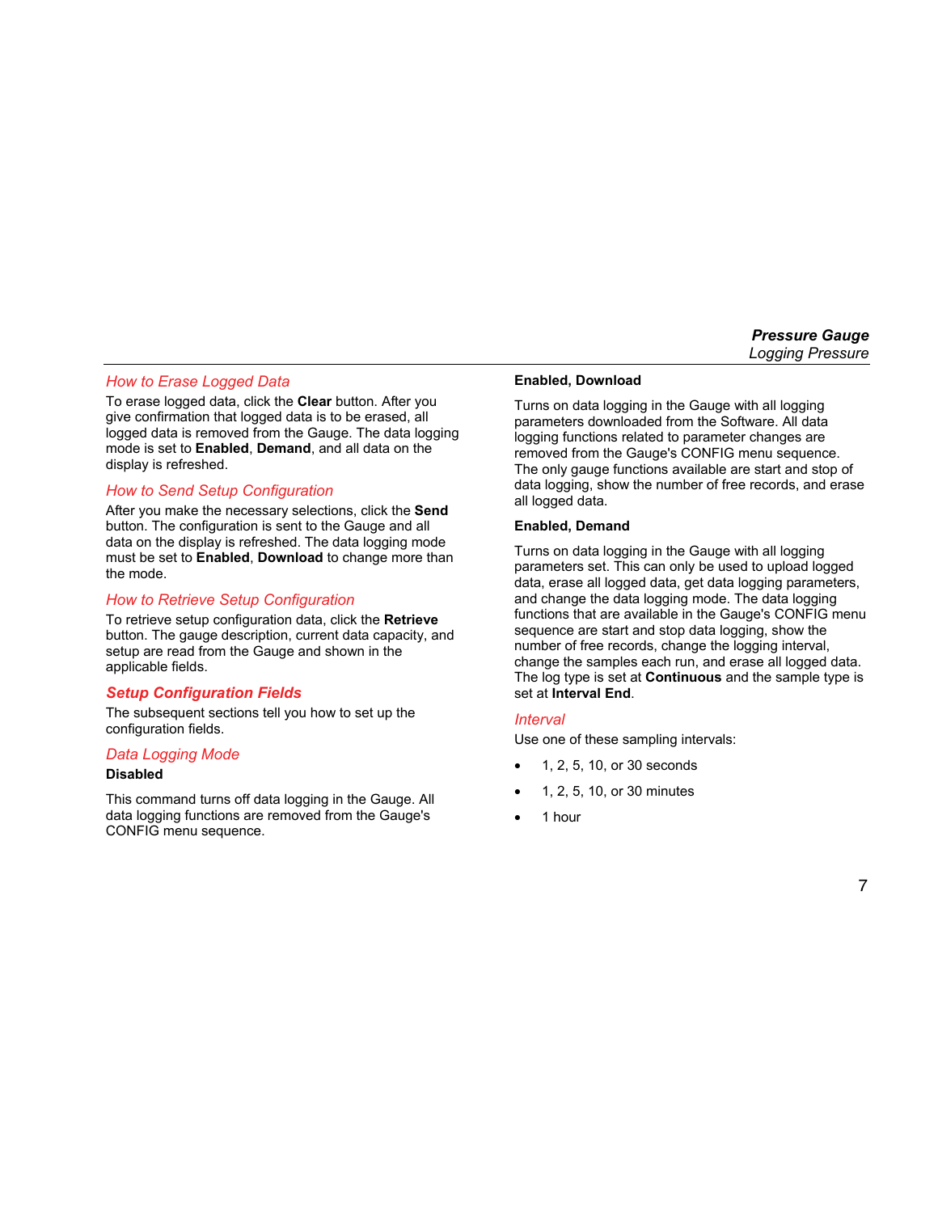### How to Erase Logged Data

To erase logged data, click the **Clear** button. After you give confirmation that logged data is to be erased, all logged data is removed from the Gauge. The data logging mode is set to **Enabled**, **Demand**, and all data on the display is refreshed.

### How to Send Setup Configuration

After you make the necessary selections, click the **Send** button. The configuration is sent to the Gauge and all data on the display is refreshed. The data logging mode must be set to **Enabled**, **Download** to change more than the mode.

### How to Retrieve Setup Configuration

To retrieve setup configuration data, click the **Retrieve** button. The gauge description, current data capacity, and setup are read from the Gauge and shown in the applicable fields.

## Setup Configuration Fields

The subsequent sections tell you how to set up the configuration fields.

### Data Logging Mode

**Disabled**

This command turns off data logging in the Gauge. All data logging functions are removed from the Gauge's CONFIG menu sequence.

**Enabled, Download**

Turns on data logging in the Gauge with all logging parameters downloaded from the Software. All data logging functions related to parameter changes are removed from the Gauge's CONFIG menu sequence. The only gauge functions available are start and stop of data logging, show the number of free records, and erase all logged data.

**Enabled, Demand**

Turns on data logging in the Gauge with all logging parameters set. This can only be used to upload logged data, erase all logged data, get data logging parameters, and change the data logging mode. The data logging functions that are available in the Gauge's CONFIG menu sequence are start and stop data logging, show the number of free records, change the logging interval, change the samples each run, and erase all logged data. The log type is set at **Continuous** and the sample type is set at **Interval End**.

### Interval

Use one of these sampling intervals:

- 1, 2, 5, 10, or 30 seconds
- 1, 2, 5, 10, or 30 minutes
- 1 hour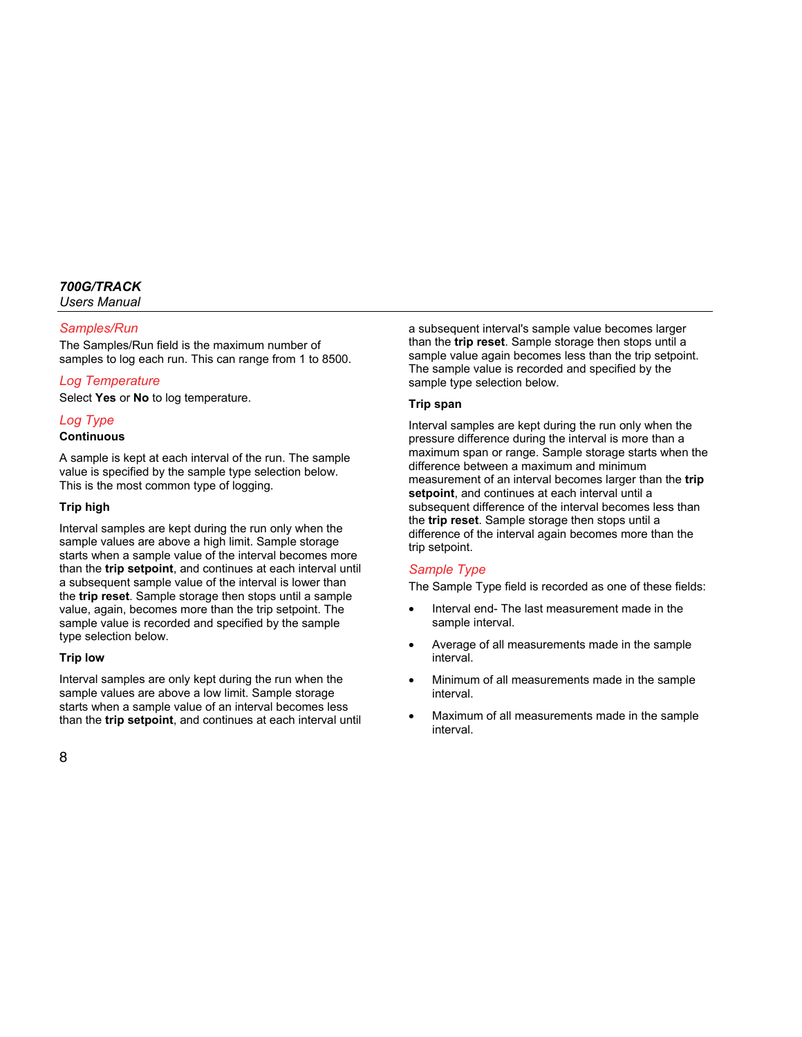## Samples/Run

The Samples/Run field is the maximum number of samples to log each run. This can range from 1 to 8500.

## Log Temperature

Select **Yes** or **No** to log temperature.

## Log Type

**Continuous**

A sample is kept at each interval of the run. The sample value is specified by the sample type selection below. This is the most common type of logging.

**Trip high**

Interval samples are kept during the run only when the sample values are above a high limit. Sample storage starts when a sample value of the interval becomes more than the **trip setpoint**, and continues at each interval until a subsequent sample value of the interval is lower than the **trip reset**. Sample storage then stops until a sample value, again, becomes more than the trip setpoint. The sample value is recorded and specified by the sample type selection below.

**Trip low**

Interval samples are only kept during the run when the sample values are above a low limit. Sample storage starts when a sample value of an interval becomes less than the **trip setpoint**, and continues at each interval until a subsequent interval's sample value becomes larger than the **trip reset**. Sample storage then stops until a sample value again becomes less than the trip setpoint. The sample value is recorded and specified by the sample type selection below.

**Trip span**

Interval samples are kept during the run only when the pressure difference during the interval is more than a maximum span or range. Sample storage starts when the difference between a maximum and minimum measurement of an interval becomes larger than the **trip setpoint**, and continues at each interval until a subsequent difference of the interval becomes less than the **trip reset**. Sample storage then stops until a difference of the interval again becomes more than the trip setpoint.

## Sample Type

The Sample Type field is recorded as one of these fields:

- Interval end- The last measurement made in the sample interval.
- Average of all measurements made in the sample interval.
- Minimum of all measurements made in the sample interval.
- Maximum of all measurements made in the sample interval.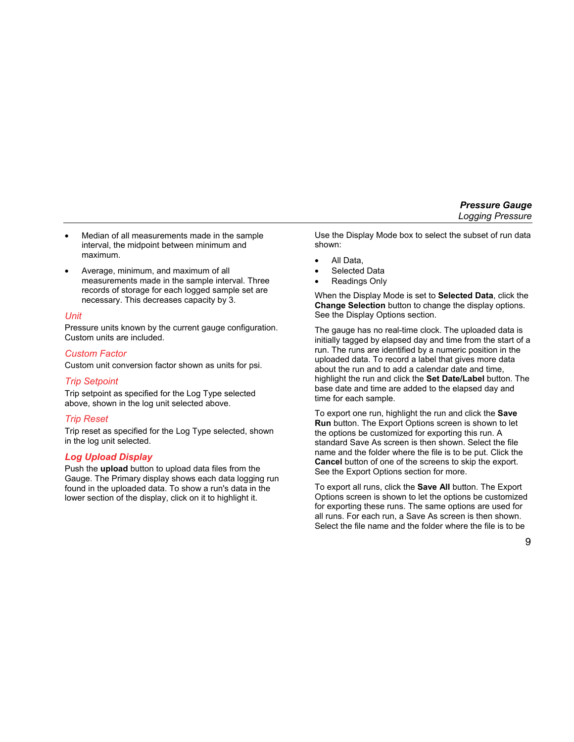- Median of all measurements made in the sample interval, the midpoint between minimum and maximum.
- Average, minimum, and maximum of all measurements made in the sample interval. Three records of storage for each logged sample set are necessary. This decreases capacity by 3.

#### Unit

Pressure units known by the current gauge configuration. Custom units are included.

#### Custom Factor

Custom unit conversion factor shown as units for psi.

#### Trip Setpoint

Trip setpoint as specified for the Log Type selected above, shown in the log unit selected above.

#### Trip Reset

Trip reset as specified for the Log Type selected, shown in the log unit selected.

### Log Upload Display

Push the **upload** button to upload data files from the Gauge. The Primary display shows each data logging run found in the uploaded data. To show a run's data in the lower section of the display, click on it to highlight it.

Use the Display Mode box to select the subset of run data shown:

- All Data,
- Selected Data
- Readings Only

When the Display Mode is set to **Selected Data**, click the **Change Selection** button to change the display options. See the Display Options section.

The gauge has no real-time clock. The uploaded data is initially tagged by elapsed day and time from the start of a run. The runs are identified by a numeric position in the uploaded data. To record a label that gives more data about the run and to add a calendar date and time, highlight the run and click the **Set Date/Label** button. The base date and time are added to the elapsed day and time for each sample.

To export one run, highlight the run and click the **Save Run** button. The Export Options screen is shown to let the options be customized for exporting this run. A standard Save As screen is then shown. Select the file name and the folder where the file is to be put. Click the **Cancel** button of one of the screens to skip the export. See the Export Options section for more.

To export all runs, click the **Save All** button. The Export Options screen is shown to let the options be customized for exporting these runs. The same options are used for all runs. For each run, a Save As screen is then shown. Select the file name and the folder where the file is to be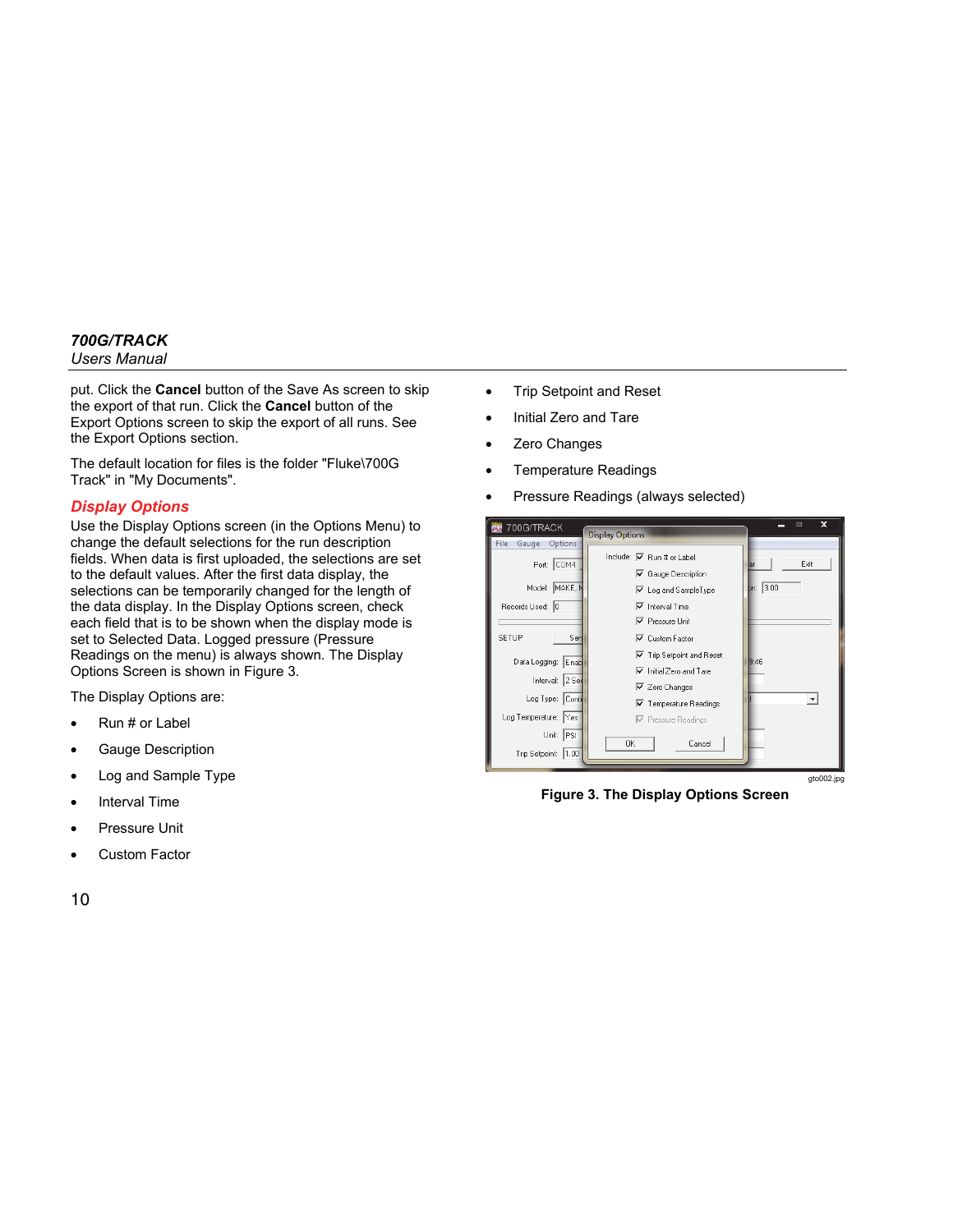put. Click the **Cancel** button of the Save As screen to skip the export of that run. Click the **Cancel** button of the Export Options screen to skip the export of all runs. See the Export Options section.

The default location for files is the folder "Fluke\700G Track" in "My Documents".

## Display Options

Use the Display Options screen (in the Options Menu) to change the default selections for the run description fields. When data is first uploaded, the selections are set to the default values. After the first data display, the selections can be temporarily changed for the length of the data display. In the Display Options screen, check each field that is to be shown when the display mode is set to Selected Data. Logged pressure (Pressure Readings on the menu) is always shown. The Display Options Screen is shown in Figure 3.

The Display Options are:

- Run # or Label
- Gauge Description
- Log and Sample Type
- Interval Time
- Pressure Unit
- Custom Factor
- Trip Setpoint and Reset
- Initial Zero and Tare
- Zero Changes
- Temperature Readings
- Pressure Readings (always selected)

gto002.jpg

**Figure 3. The Display Options Screen**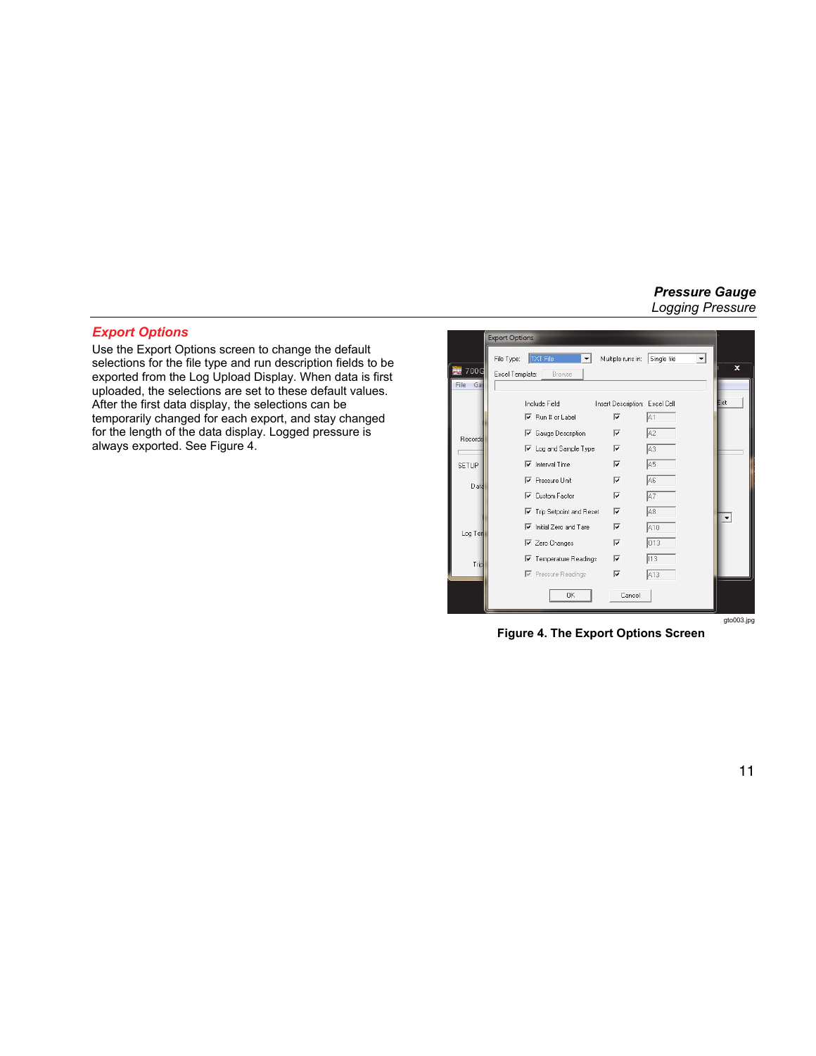## Export Options

Use the Export Options screen to change the default selections for the file type and run description fields to be exported from the Log Upload Display. When data is first uploaded, the selections are set to these default values. After the first data display, the selections can be temporarily changed for each export, and stay changed for the length of the data display. Logged pressure is always exported. See Figure 4.

gto003.jpg

**Figure 4. The Export Options Screen**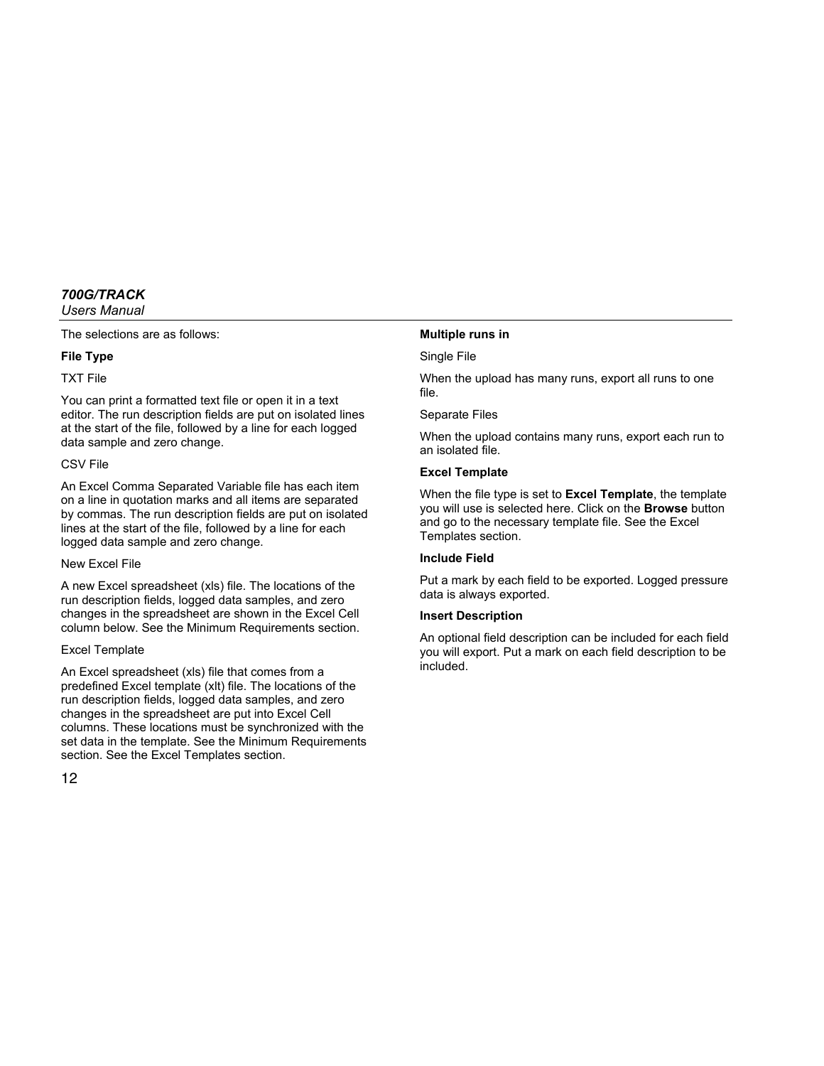The selections are as follows:

**File Type**

TXT File

You can print a formatted text file or open it in a text editor. The run description fields are put on isolated lines at the start of the file, followed by a line for each logged data sample and zero change.

CSV File

An Excel Comma Separated Variable file has each item on a line in quotation marks and all items are separated by commas. The run description fields are put on isolated lines at the start of the file, followed by a line for each logged data sample and zero change.

New Excel File

A new Excel spreadsheet (xls) file. The locations of the run description fields, logged data samples, and zero changes in the spreadsheet are shown in the Excel Cell column below. See the Minimum Requirements section.

Excel Template

An Excel spreadsheet (xls) file that comes from a predefined Excel template (xlt) file. The locations of the run description fields, logged data samples, and zero changes in the spreadsheet are put into Excel Cell columns. These locations must be synchronized with the set data in the template. See the Minimum Requirements section. See the Excel Templates section.

**Multiple runs in**

Single File

When the upload has many runs, export all runs to one file.

Separate Files

When the upload contains many runs, export each run to an isolated file.

**Excel Template**

When the file type is set to **Excel Template**, the template you will use is selected here. Click on the **Browse** button and go to the necessary template file. See the Excel Templates section.

**Include Field**

Put a mark by each field to be exported. Logged pressure data is always exported.

**Insert Description**

An optional field description can be included for each field you will export. Put a mark on each field description to be included.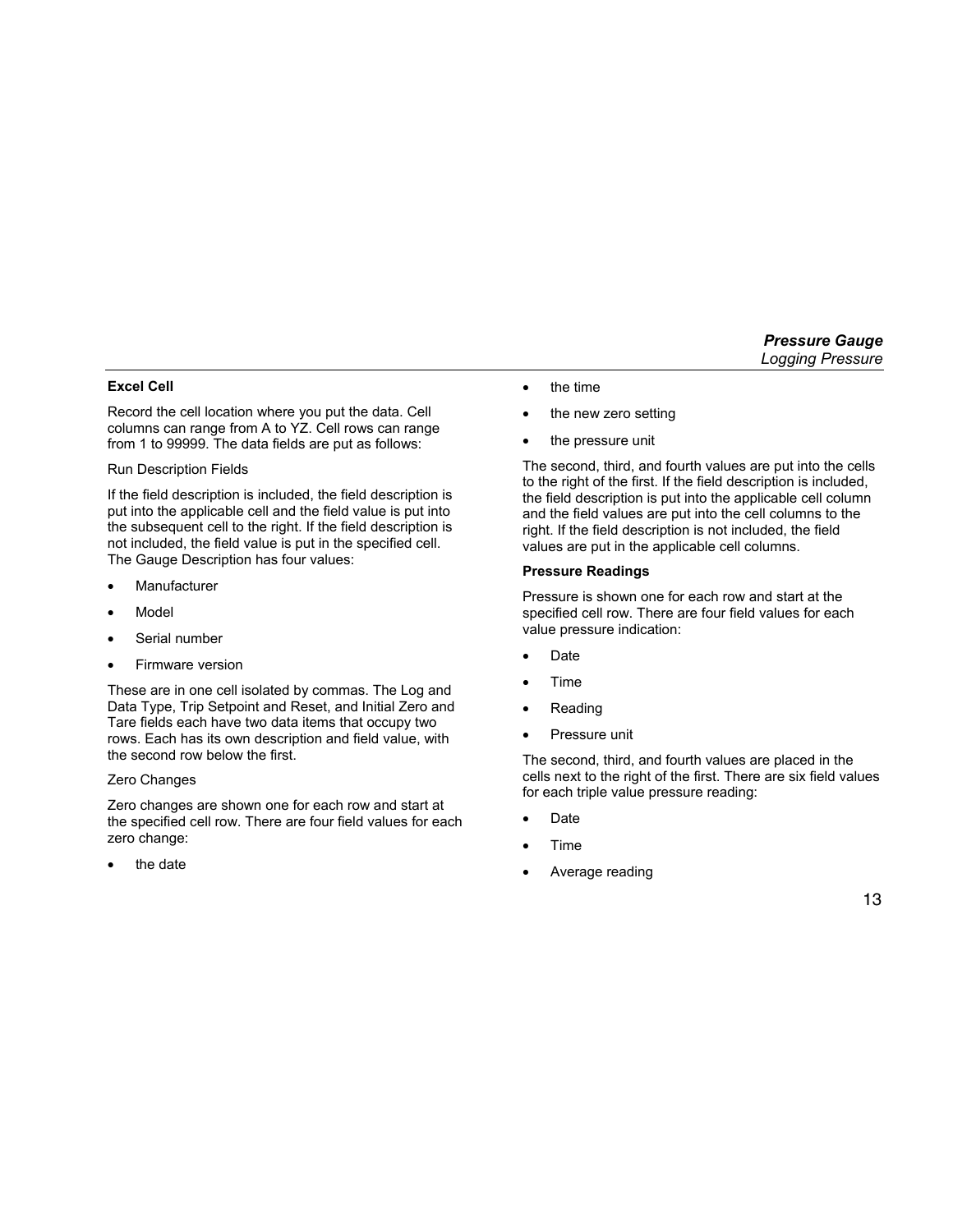#### Excel Cell

Record the cell location where you put the data. Cell columns can range from A to YZ. Cell rows can range from 1 to 99999. The data fields are put as follows:

Run Description Fields

If the field description is included, the field description is put into the applicable cell and the field value is put into the subsequent cell to the right. If the field description is not included, the field value is put in the specified cell. The Gauge Description has four values:

- Manufacturer
- Model
- Serial number
- Firmware version

These are in one cell isolated by commas. The Log and Data Type, Trip Setpoint and Reset, and Initial Zero and Tare fields each have two data items that occupy two rows. Each has its own description and field value, with the second row below the first.

Zero Changes

Zero changes are shown one for each row and start at the specified cell row. There are four field values for each zero change:

- the date
- the time
- the new zero setting
- the pressure unit

The second, third, and fourth values are put into the cells to the right of the first. If the field description is included, the field description is put into the applicable cell column and the field values are put into the cell columns to the right. If the field description is not included, the field values are put in the applicable cell columns.

#### Pressure Readings

Pressure is shown one for each row and start at the specified cell row. There are four field values for each value pressure indication:

- Date
- Time
- Reading
- Pressure unit

The second, third, and fourth values are placed in the cells next to the right of the first. There are six field values for each triple value pressure reading:

- Date
- Time
- Average reading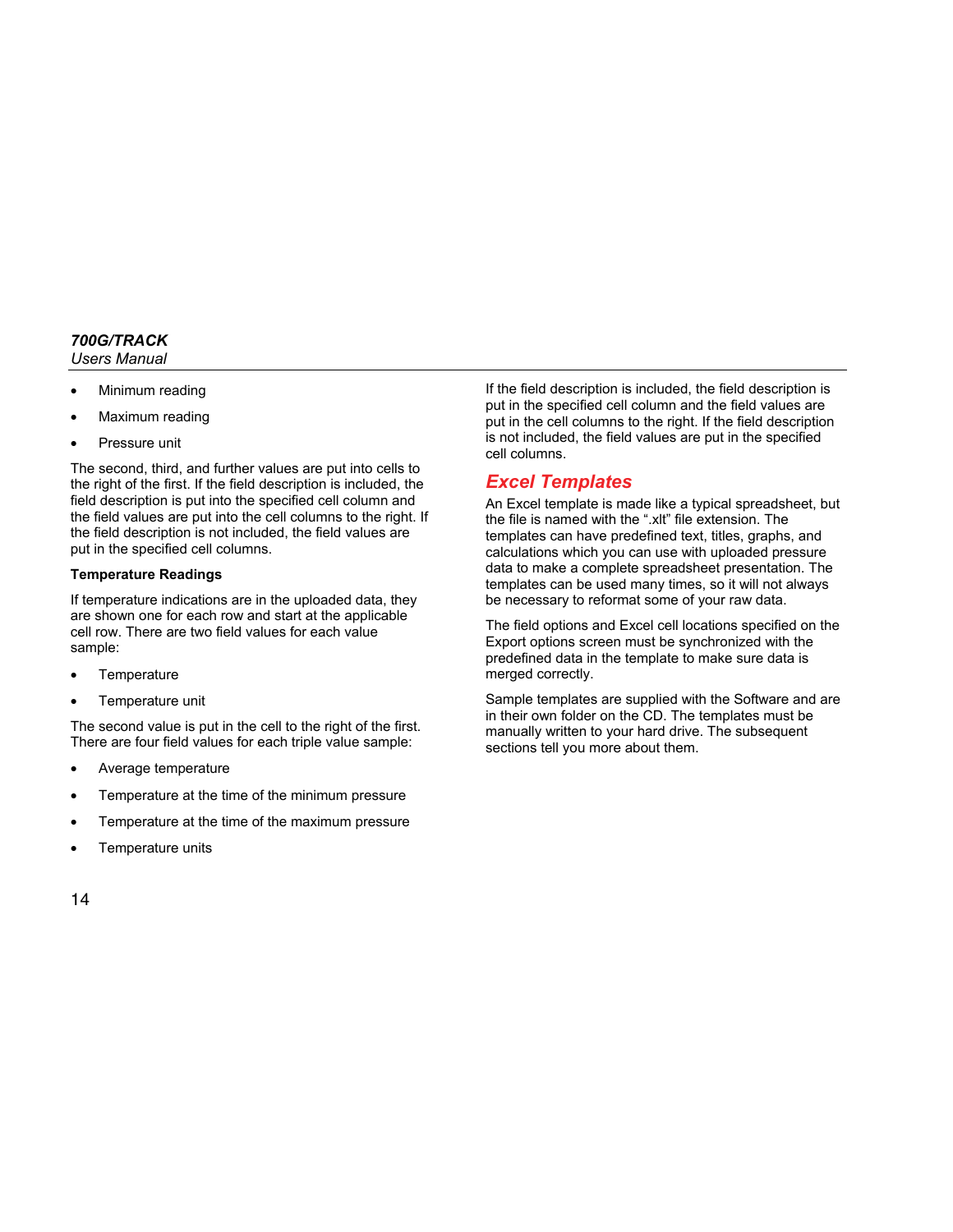- Minimum reading
- Maximum reading
- Pressure unit

The second, third, and further values are put into cells to the right of the first. If the field description is included, the field description is put into the specified cell column and the field values are put into the cell columns to the right. If the field description is not included, the field values are put in the specified cell columns.

**Temperature Readings**

If temperature indications are in the uploaded data, they are shown one for each row and start at the applicable cell row. There are two field values for each value sample:

- Temperature
- Temperature unit

The second value is put in the cell to the right of the first. There are four field values for each triple value sample:

- Average temperature
- Temperature at the time of the minimum pressure
- Temperature at the time of the maximum pressure
- Temperature units

If the field description is included, the field description is put in the specified cell column and the field values are put in the cell columns to the right. If the field description is not included, the field values are put in the specified cell columns.

## Excel Templates

An Excel template is made like a typical spreadsheet, but the file is named with the ".xlt" file extension. The templates can have predefined text, titles, graphs, and calculations which you can use with uploaded pressure data to make a complete spreadsheet presentation. The templates can be used many times, so it will not always be necessary to reformat some of your raw data.

The field options and Excel cell locations specified on the Export options screen must be synchronized with the predefined data in the template to make sure data is merged correctly.

Sample templates are supplied with the Software and are in their own folder on the CD. The templates must be manually written to your hard drive. The subsequent sections tell you more about them.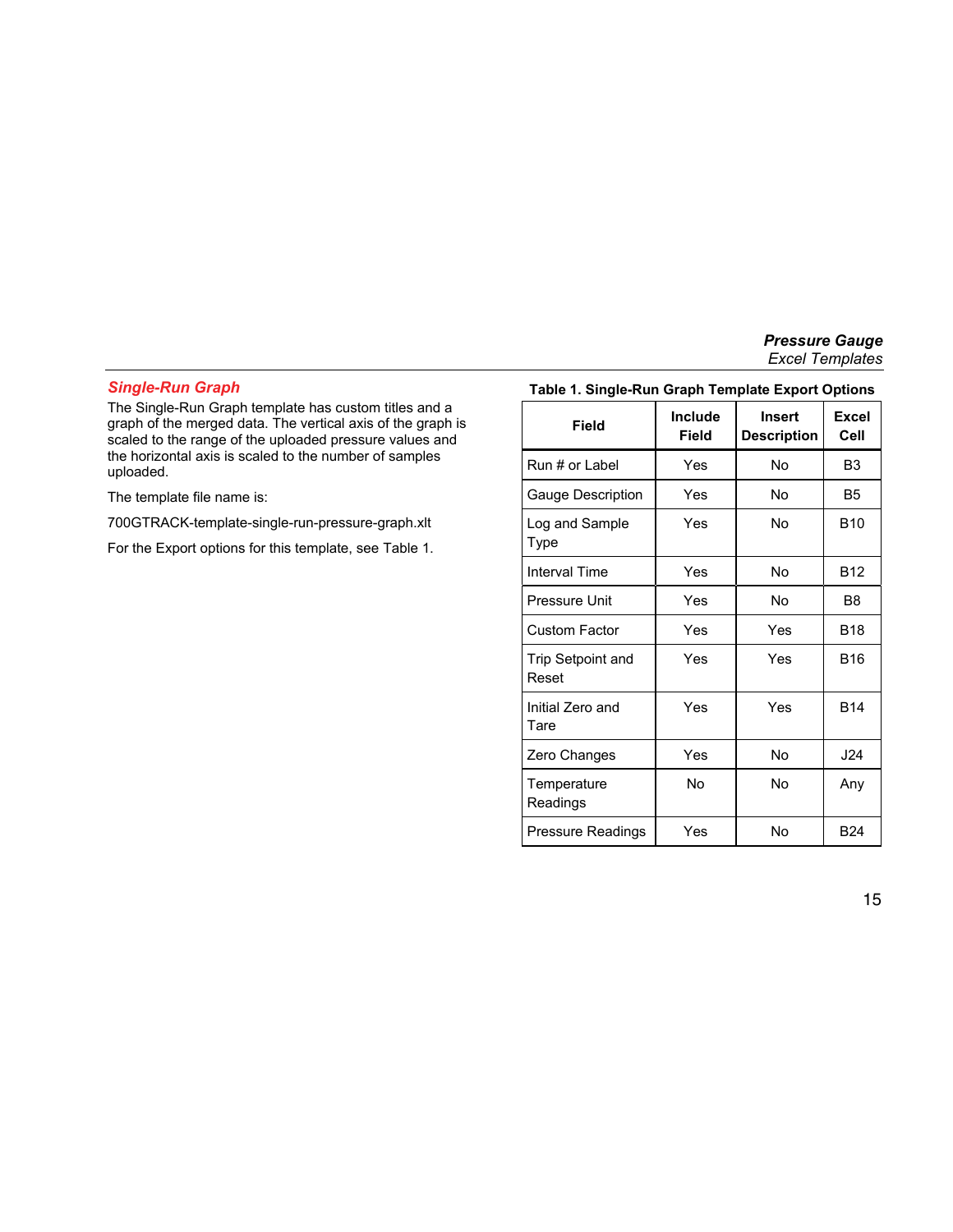## *Single-Run Graph*

The Single-Run Graph template has custom titles and a graph of the merged data. The vertical axis of the graph is scaled to the range of the uploaded pressure values and the horizontal axis is scaled to the number of samples uploaded.

The template file name is:

700GTRACK-template-single-run-pressure-graph.xlt

For the Export options for this template, see Table 1.

**Table 1. Single-Run Graph Template Export Options**

| Field | Include Field | Insert Description | Excel Cell |
|---|---|---|---|
| Run # or Label | Yes | No | B3 |
| Gauge Description | Yes | No | B5 |
| Log and Sample Type | Yes | No | B10 |
| Interval Time | Yes | No | B12 |
| Pressure Unit | Yes | No | B8 |
| Custom Factor | Yes | Yes | B18 |
| Trip Setpoint and Reset | Yes | Yes | B16 |
| Initial Zero and Tare | Yes | Yes | B14 |
| Zero Changes | Yes | No | J24 |
| Temperature Readings | No | No | Any |
| Pressure Readings | Yes | No | B24 |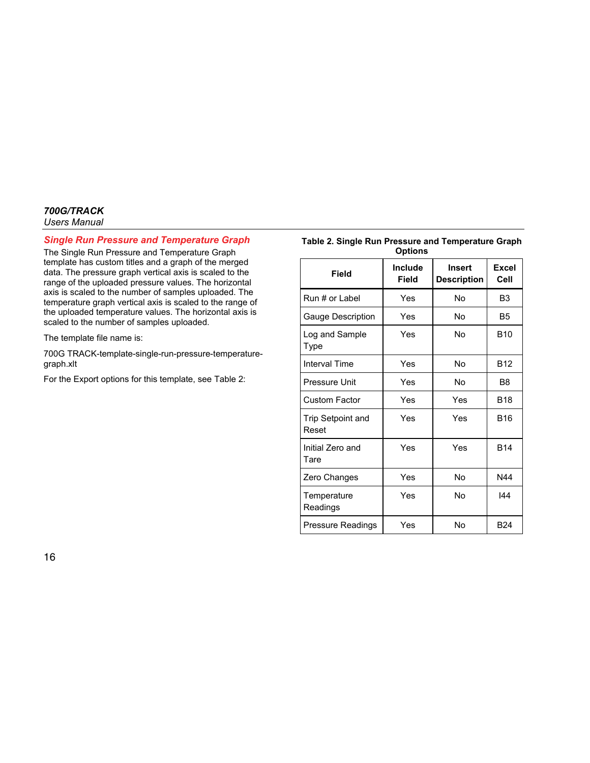## Single Run Pressure and Temperature Graph

The Single Run Pressure and Temperature Graph template has custom titles and a graph of the merged data. The pressure graph vertical axis is scaled to the range of the uploaded pressure values. The horizontal axis is scaled to the number of samples uploaded. The temperature graph vertical axis is scaled to the range of the uploaded temperature values. The horizontal axis is scaled to the number of samples uploaded.

The template file name is:

700G TRACK-template-single-run-pressure-temperature-graph.xlt

For the Export options for this template, see Table 2:

**Table 2. Single Run Pressure and Temperature Graph Options**

| Field | Include Field | Insert Description | Excel Cell |
|---|---|---|---|
| Run # or Label | Yes | No | B3 |
| Gauge Description | Yes | No | B5 |
| Log and Sample Type | Yes | No | B10 |
| Interval Time | Yes | No | B12 |
| Pressure Unit | Yes | No | B8 |
| Custom Factor | Yes | Yes | B18 |
| Trip Setpoint and Reset | Yes | Yes | B16 |
| Initial Zero and Tare | Yes | Yes | B14 |
| Zero Changes | Yes | No | N44 |
| Temperature Readings | Yes | No | I44 |
| Pressure Readings | Yes | No | B24 |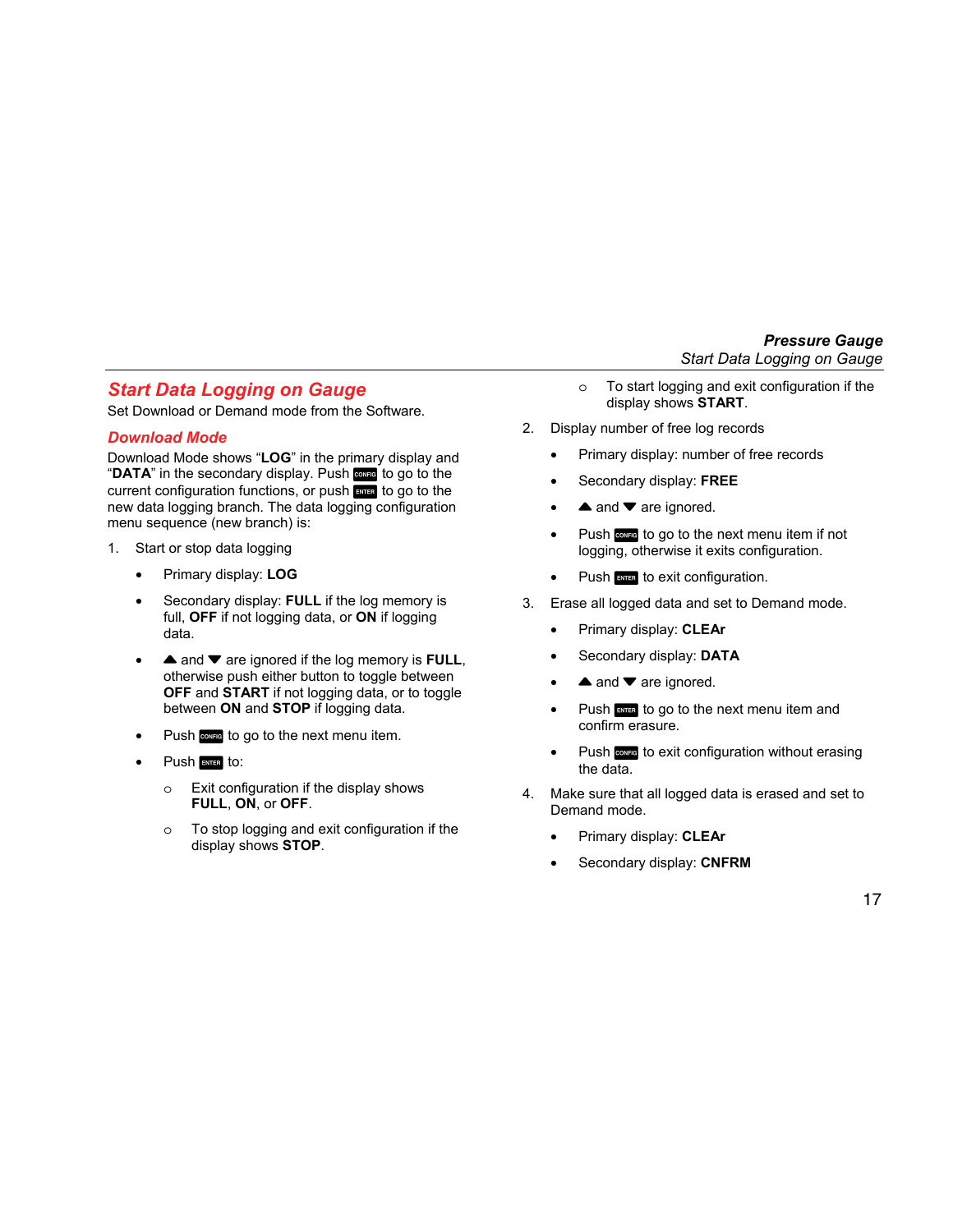## Start Data Logging on Gauge

Set Download or Demand mode from the Software.

### Download Mode

Download Mode shows "**LOG**" in the primary display and "**DATA**" in the secondary display. Push CONFIG to go to the current configuration functions, or push ENTER to go to the new data logging branch. The data logging configuration menu sequence (new branch) is:

1. Start or stop data logging
   - Primary display: **LOG**
   - Secondary display: **FULL** if the log memory is full, **OFF** if not logging data, or **ON** if logging data.
   - ▲ and ▼ are ignored if the log memory is **FULL**, otherwise push either button to toggle between **OFF** and **START** if not logging data, or to toggle between **ON** and **STOP** if logging data.
   - Push CONFIG to go to the next menu item.
   - Push ENTER to:
     - Exit configuration if the display shows **FULL**, **ON**, or **OFF**.
     - To stop logging and exit configuration if the display shows **STOP**.
     - To start logging and exit configuration if the display shows **START**.
2. Display number of free log records
   - Primary display: number of free records
   - Secondary display: **FREE**
   - ▲ and ▼ are ignored.
   - Push CONFIG to go to the next menu item if not logging, otherwise it exits configuration.
   - Push ENTER to exit configuration.
3. Erase all logged data and set to Demand mode.
   - Primary display: **CLEAr**
   - Secondary display: **DATA**
   - ▲ and ▼ are ignored.
   - Push ENTER to go to the next menu item and confirm erasure.
   - Push CONFIG to exit configuration without erasing the data.
4. Make sure that all logged data is erased and set to Demand mode.
   - Primary display: **CLEAr**
   - Secondary display: **CNFRM**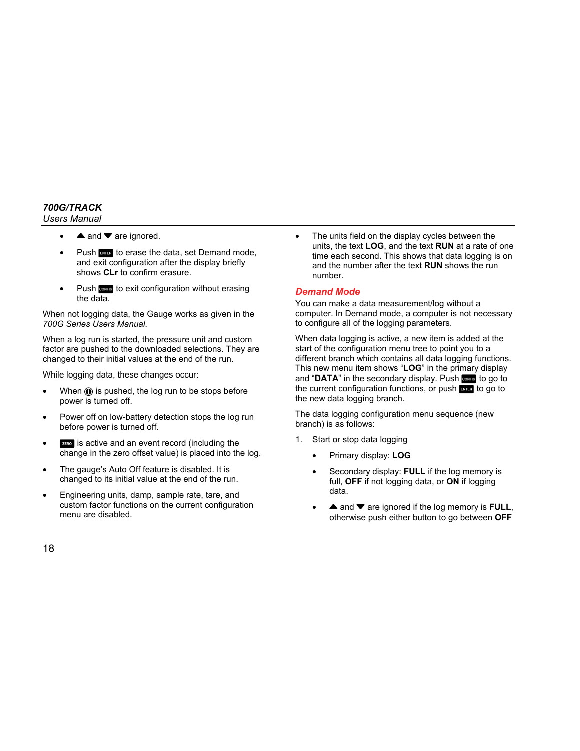- ▲ and ▼ are ignored.
- Push ENTER to erase the data, set Demand mode, and exit configuration after the display briefly shows **CLr** to confirm erasure.
- Push CONFIG to exit configuration without erasing the data.

When not logging data, the Gauge works as given in the *700G Series Users Manual*.

When a log run is started, the pressure unit and custom factor are pushed to the downloaded selections. They are changed to their initial values at the end of the run.

While logging data, these changes occur:

- When ⏻ is pushed, the log run to be stops before power is turned off.
- Power off on low-battery detection stops the log run before power is turned off.
- ZERO is active and an event record (including the change in the zero offset value) is placed into the log.
- The gauge's Auto Off feature is disabled. It is changed to its initial value at the end of the run.
- Engineering units, damp, sample rate, tare, and custom factor functions on the current configuration menu are disabled.
- The units field on the display cycles between the units, the text **LOG**, and the text **RUN** at a rate of one time each second. This shows that data logging is on and the number after the text **RUN** shows the run number.

## Demand Mode

You can make a data measurement/log without a computer. In Demand mode, a computer is not necessary to configure all of the logging parameters.

When data logging is active, a new item is added at the start of the configuration menu tree to point you to a different branch which contains all data logging functions. This new menu item shows "**LOG**" in the primary display and "**DATA**" in the secondary display. Push CONFIG to go to the current configuration functions, or push ENTER to go to the new data logging branch.

The data logging configuration menu sequence (new branch) is as follows:

1. Start or stop data logging
   - Primary display: **LOG**
   - Secondary display: **FULL** if the log memory is full, **OFF** if not logging data, or **ON** if logging data.
   - ▲ and ▼ are ignored if the log memory is **FULL**, otherwise push either button to go between **OFF**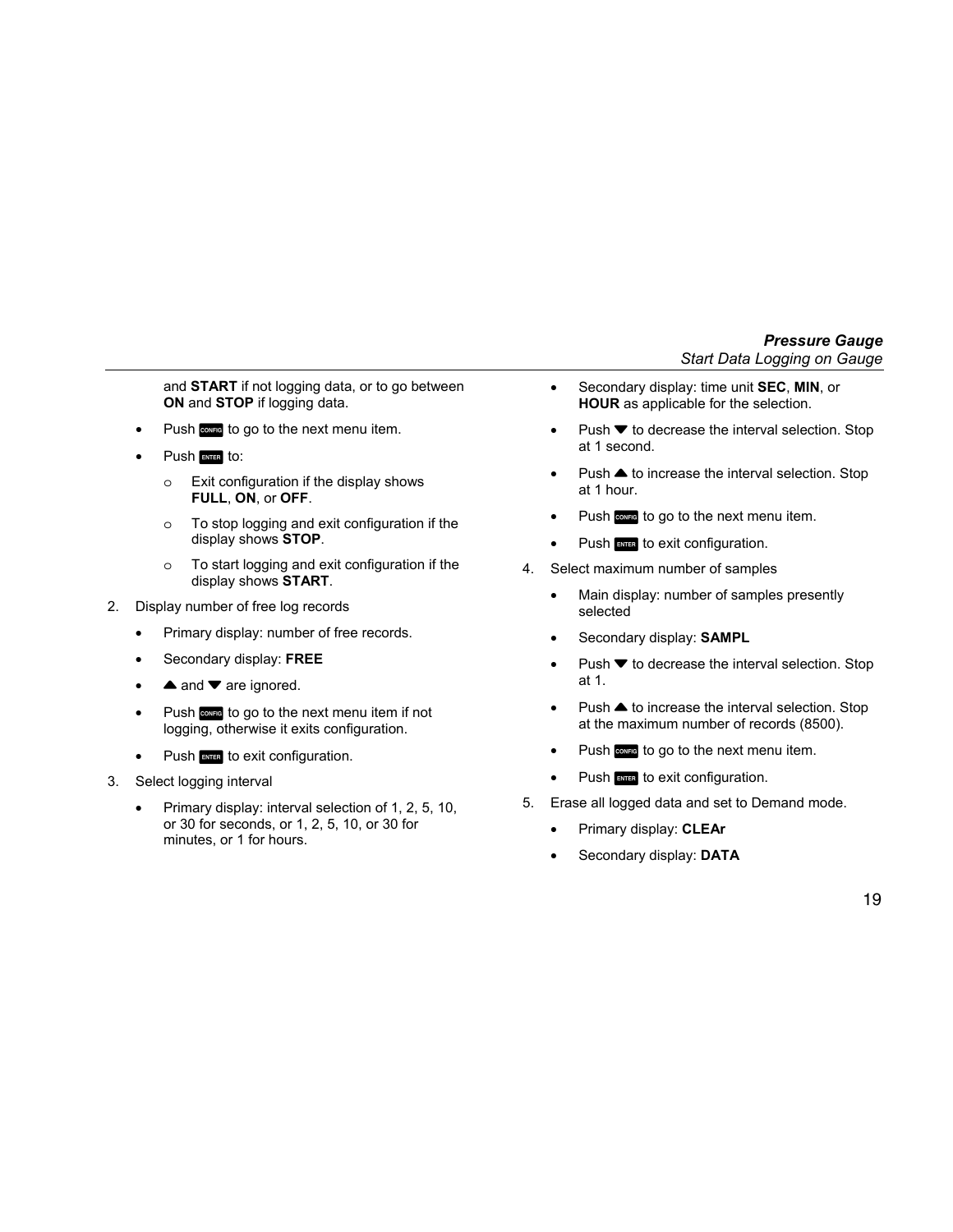and **START** if not logging data, or to go between **ON** and **STOP** if logging data.

- Push CONFIG to go to the next menu item.
- Push ENTER to:
  - Exit configuration if the display shows **FULL**, **ON**, or **OFF**.
  - To stop logging and exit configuration if the display shows **STOP**.
  - To start logging and exit configuration if the display shows **START**.

2. Display number of free log records
   - Primary display: number of free records.
   - Secondary display: **FREE**
   - ▲ and ▼ are ignored.
   - Push CONFIG to go to the next menu item if not logging, otherwise it exits configuration.
   - Push ENTER to exit configuration.
3. Select logging interval
   - Primary display: interval selection of 1, 2, 5, 10, or 30 for seconds, or 1, 2, 5, 10, or 30 for minutes, or 1 for hours.
   - Secondary display: time unit **SEC**, **MIN**, or **HOUR** as applicable for the selection.
   - Push ▼ to decrease the interval selection. Stop at 1 second.
   - Push ▲ to increase the interval selection. Stop at 1 hour.
   - Push CONFIG to go to the next menu item.
   - Push ENTER to exit configuration.
4. Select maximum number of samples
   - Main display: number of samples presently selected
   - Secondary display: **SAMPL**
   - Push ▼ to decrease the interval selection. Stop at 1.
   - Push ▲ to increase the interval selection. Stop at the maximum number of records (8500).
   - Push CONFIG to go to the next menu item.
   - Push ENTER to exit configuration.
5. Erase all logged data and set to Demand mode.
   - Primary display: **CLEAr**
   - Secondary display: **DATA**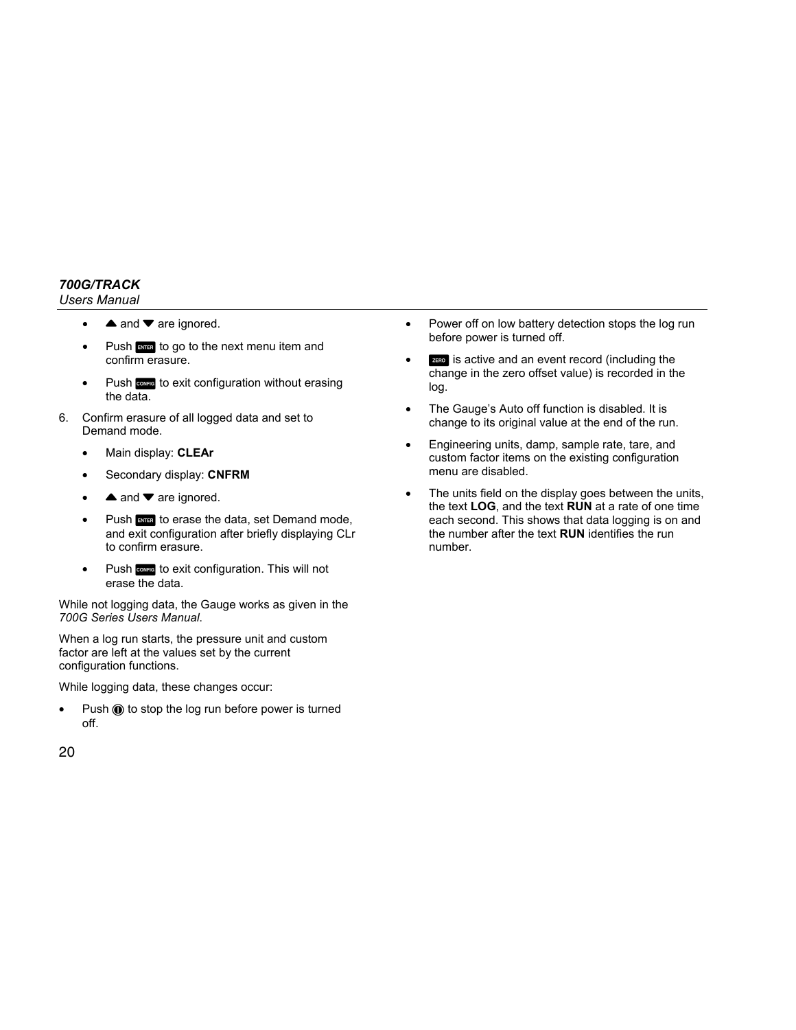- ▲ and ▼ are ignored.
- Push ENTER to go to the next menu item and confirm erasure.
- Push CONFIG to exit configuration without erasing the data.

6. Confirm erasure of all logged data and set to Demand mode.
   - Main display: **CLEAr**
   - Secondary display: **CNFRM**
   - ▲ and ▼ are ignored.
   - Push ENTER to erase the data, set Demand mode, and exit configuration after briefly displaying CLr to confirm erasure.
   - Push CONFIG to exit configuration. This will not erase the data.

While not logging data, the Gauge works as given in the *700G Series Users Manual*.

When a log run starts, the pressure unit and custom factor are left at the values set by the current configuration functions.

While logging data, these changes occur:

- Push ⓘ to stop the log run before power is turned off.
- Power off on low battery detection stops the log run before power is turned off.
- ZERO is active and an event record (including the change in the zero offset value) is recorded in the log.
- The Gauge's Auto off function is disabled. It is change to its original value at the end of the run.
- Engineering units, damp, sample rate, tare, and custom factor items on the existing configuration menu are disabled.
- The units field on the display goes between the units, the text **LOG**, and the text **RUN** at a rate of one time each second. This shows that data logging is on and the number after the text **RUN** identifies the run number.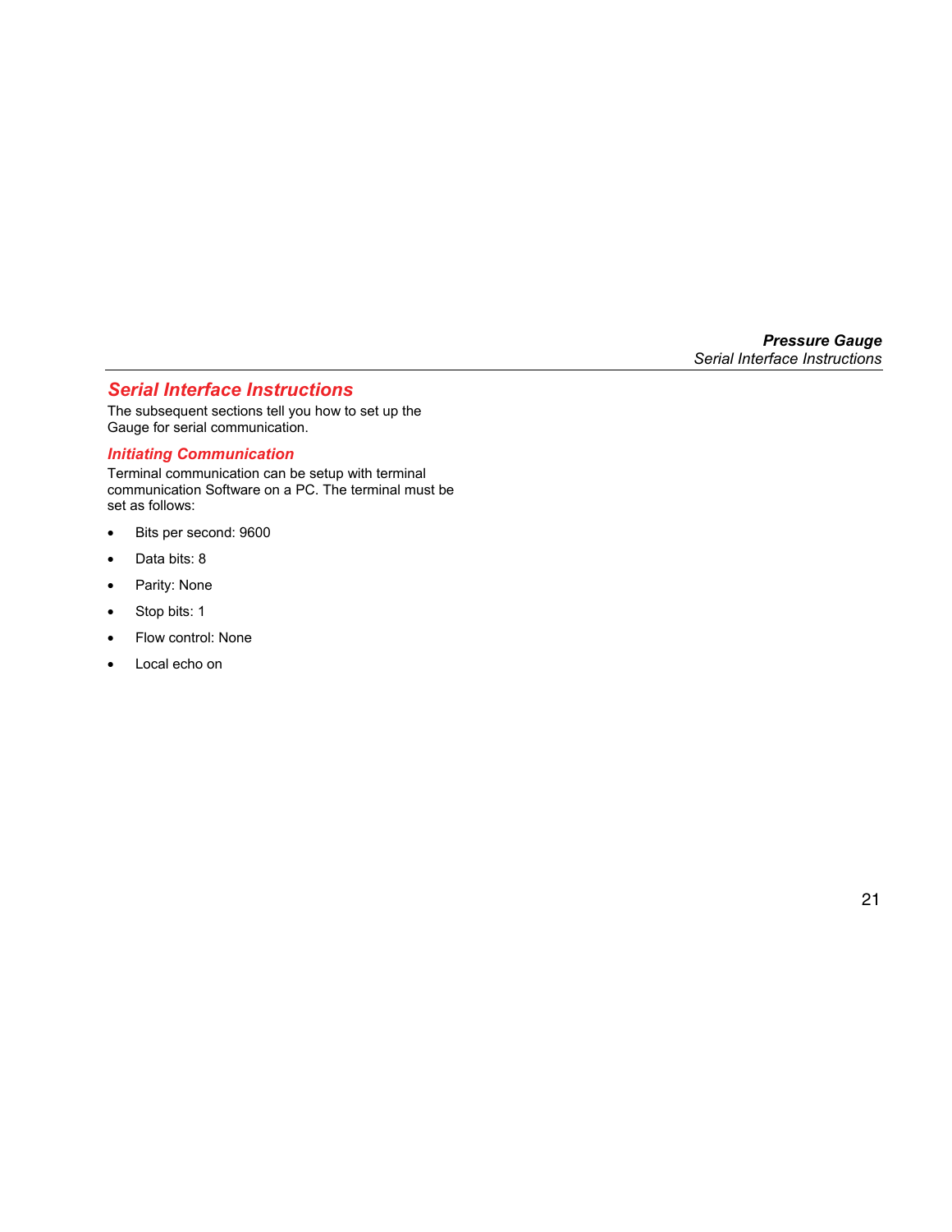## Serial Interface Instructions

The subsequent sections tell you how to set up the Gauge for serial communication.

### Initiating Communication

Terminal communication can be setup with terminal communication Software on a PC. The terminal must be set as follows:

- Bits per second: 9600
- Data bits: 8
- Parity: None
- Stop bits: 1
- Flow control: None
- Local echo on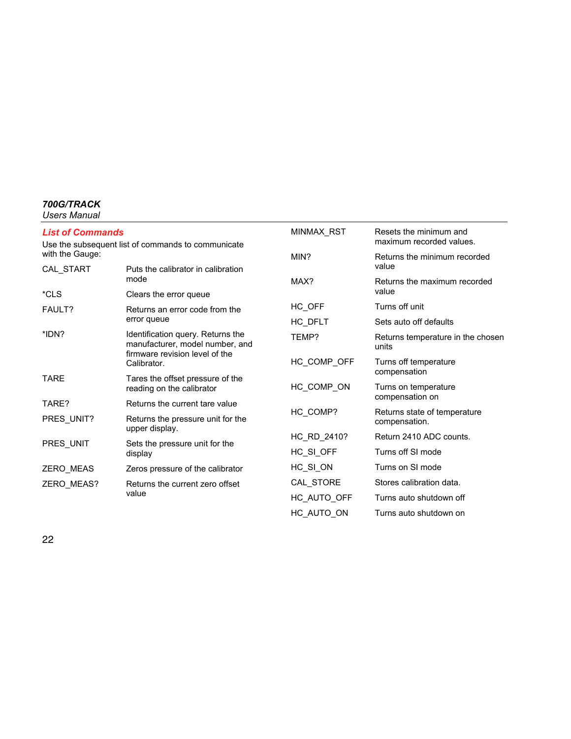### *List of Commands*

Use the subsequent list of commands to communicate with the Gauge:

| Command | Description |
|---|---|
| CAL_START | Puts the calibrator in calibration mode |
| *CLS | Clears the error queue |
| FAULT? | Returns an error code from the error queue |
| *IDN? | Identification query. Returns the manufacturer, model number, and firmware revision level of the Calibrator. |
| TARE | Tares the offset pressure of the reading on the calibrator |
| TARE? | Returns the current tare value |
| PRES_UNIT? | Returns the pressure unit for the upper display. |
| PRES_UNIT | Sets the pressure unit for the display |
| ZERO_MEAS | Zeros pressure of the calibrator |
| ZERO_MEAS? | Returns the current zero offset value |
| MINMAX_RST | Resets the minimum and maximum recorded values. |
| MIN? | Returns the minimum recorded value |
| MAX? | Returns the maximum recorded value |
| HC_OFF | Turns off unit |
| HC_DFLT | Sets auto off defaults |
| TEMP? | Returns temperature in the chosen units |
| HC_COMP_OFF | Turns off temperature compensation |
| HC_COMP_ON | Turns on temperature compensation on |
| HC_COMP? | Returns state of temperature compensation. |
| HC_RD_2410? | Return 2410 ADC counts. |
| HC_SI_OFF | Turns off SI mode |
| HC_SI_ON | Turns on SI mode |
| CAL_STORE | Stores calibration data. |
| HC_AUTO_OFF | Turns auto shutdown off |
| HC_AUTO_ON | Turns auto shutdown on |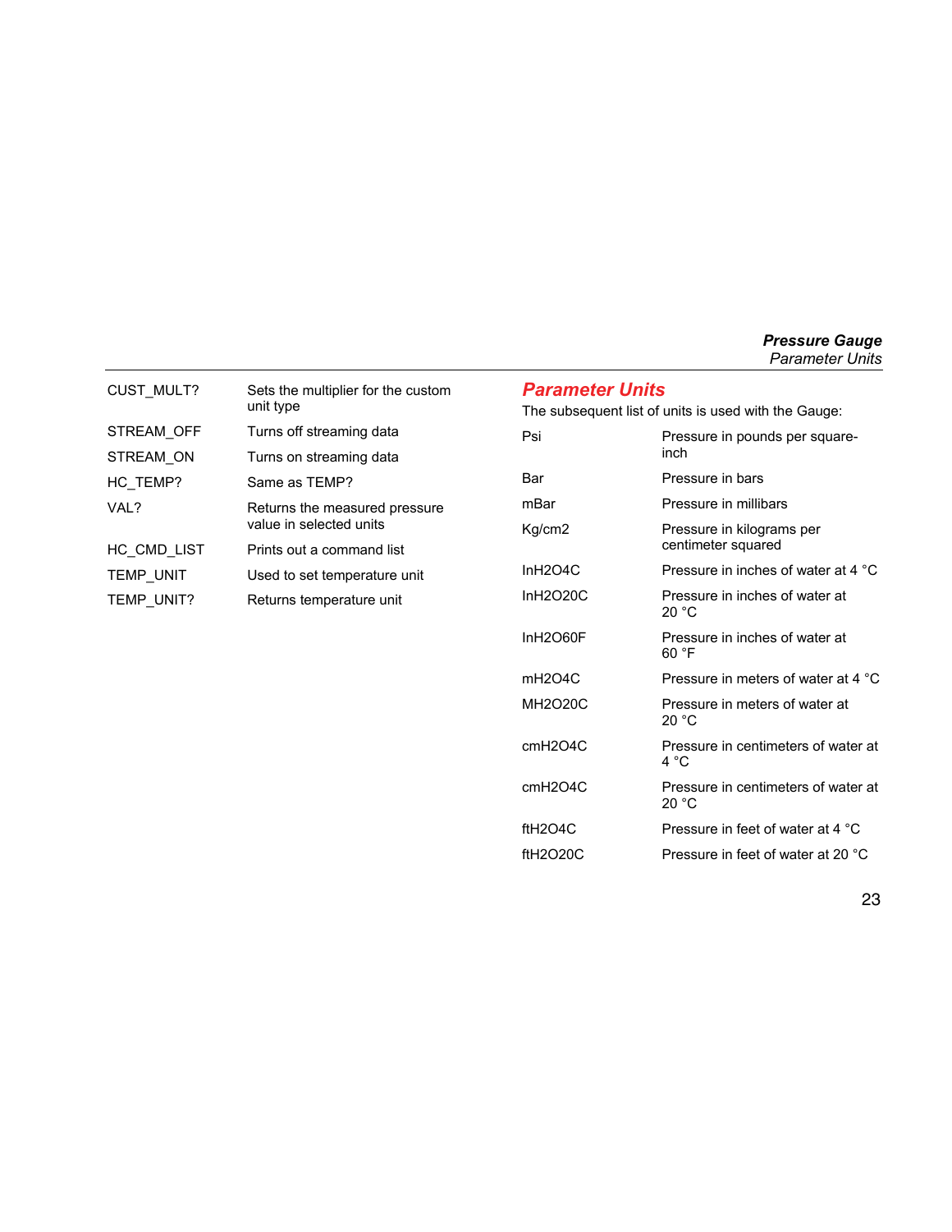| | |
|---|---|
| CUST_MULT? | Sets the multiplier for the custom unit type |
| STREAM_OFF | Turns off streaming data |
| STREAM_ON | Turns on streaming data |
| HC_TEMP? | Same as TEMP? |
| VAL? | Returns the measured pressure value in selected units |
| HC_CMD_LIST | Prints out a command list |
| TEMP_UNIT | Used to set temperature unit |
| TEMP_UNIT? | Returns temperature unit |

## Parameter Units

The subsequent list of units is used with the Gauge:

| | |
|---|---|
| Psi | Pressure in pounds per square-inch |
| Bar | Pressure in bars |
| mBar | Pressure in millibars |
| Kg/cm2 | Pressure in kilograms per centimeter squared |
| InH2O4C | Pressure in inches of water at 4 °C |
| InH2O20C | Pressure in inches of water at 20 °C |
| InH2O60F | Pressure in inches of water at 60 °F |
| mH2O4C | Pressure in meters of water at 4 °C |
| MH2O20C | Pressure in meters of water at 20 °C |
| cmH2O4C | Pressure in centimeters of water at 4 °C |
| cmH2O4C | Pressure in centimeters of water at 20 °C |
| ftH2O4C | Pressure in feet of water at 4 °C |
| ftH2O20C | Pressure in feet of water at 20 °C |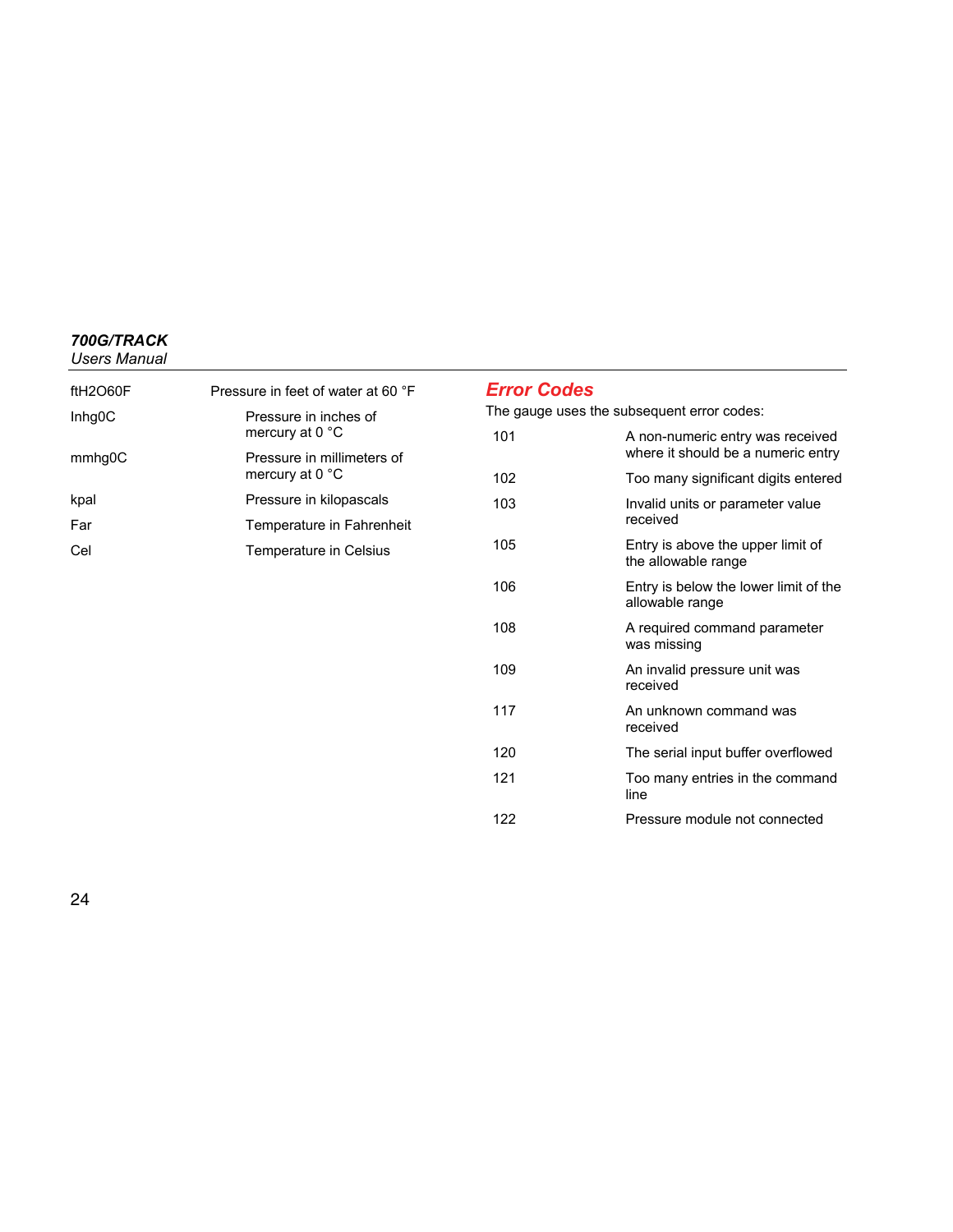| | |
|---|---|
| ftH2O60F | Pressure in feet of water at 60 °F |
| Inhg0C | Pressure in inches of mercury at 0 °C |
| mmhg0C | Pressure in millimeters of mercury at 0 °C |
| kpal | Pressure in kilopascals |
| Far | Temperature in Fahrenheit |
| Cel | Temperature in Celsius |

## Error Codes

The gauge uses the subsequent error codes:

| | |
|---|---|
| 101 | A non-numeric entry was received where it should be a numeric entry |
| 102 | Too many significant digits entered |
| 103 | Invalid units or parameter value received |
| 105 | Entry is above the upper limit of the allowable range |
| 106 | Entry is below the lower limit of the allowable range |
| 108 | A required command parameter was missing |
| 109 | An invalid pressure unit was received |
| 117 | An unknown command was received |
| 120 | The serial input buffer overflowed |
| 121 | Too many entries in the command line |
| 122 | Pressure module not connected |